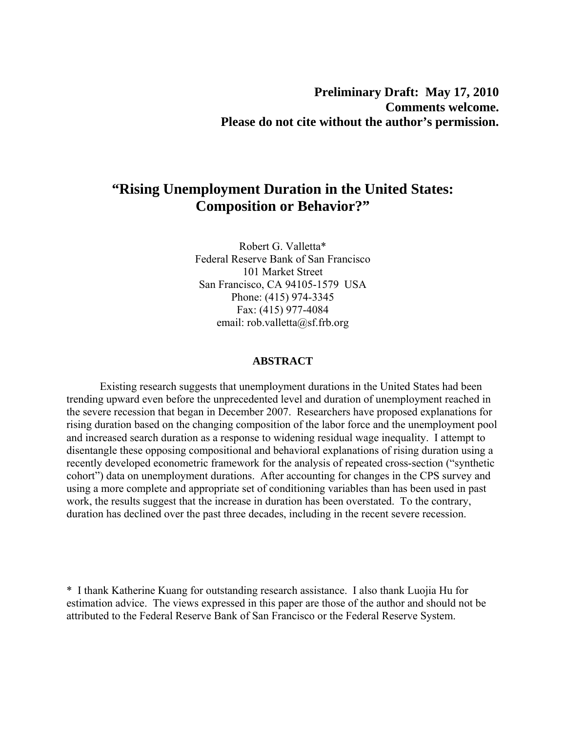**Preliminary Draft: May 17, 2010**
**Comments welcome.**
**Please do not cite without the author's permission.**

# "Rising Unemployment Duration in the United States: Composition or Behavior?"

Robert G. Valletta*
Federal Reserve Bank of San Francisco
101 Market Street
San Francisco, CA 94105-1579 USA
Phone: (415) 974-3345
Fax: (415) 977-4084
email: rob.valletta@sf.frb.org

## ABSTRACT

Existing research suggests that unemployment durations in the United States had been trending upward even before the unprecedented level and duration of unemployment reached in the severe recession that began in December 2007. Researchers have proposed explanations for rising duration based on the changing composition of the labor force and the unemployment pool and increased search duration as a response to widening residual wage inequality. I attempt to disentangle these opposing compositional and behavioral explanations of rising duration using a recently developed econometric framework for the analysis of repeated cross-section ("synthetic cohort") data on unemployment durations. After accounting for changes in the CPS survey and using a more complete and appropriate set of conditioning variables than has been used in past work, the results suggest that the increase in duration has been overstated. To the contrary, duration has declined over the past three decades, including in the recent severe recession.

* I thank Katherine Kuang for outstanding research assistance. I also thank Luojia Hu for estimation advice. The views expressed in this paper are those of the author and should not be attributed to the Federal Reserve Bank of San Francisco or the Federal Reserve System.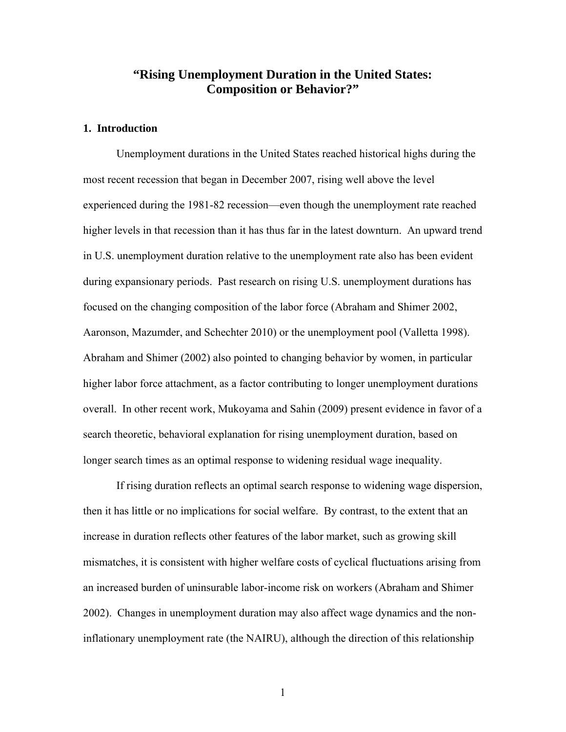# "Rising Unemployment Duration in the United States: Composition or Behavior?"

## 1. Introduction

Unemployment durations in the United States reached historical highs during the most recent recession that began in December 2007, rising well above the level experienced during the 1981-82 recession—even though the unemployment rate reached higher levels in that recession than it has thus far in the latest downturn. An upward trend in U.S. unemployment duration relative to the unemployment rate also has been evident during expansionary periods. Past research on rising U.S. unemployment durations has focused on the changing composition of the labor force (Abraham and Shimer 2002, Aaronson, Mazumder, and Schechter 2010) or the unemployment pool (Valletta 1998). Abraham and Shimer (2002) also pointed to changing behavior by women, in particular higher labor force attachment, as a factor contributing to longer unemployment durations overall. In other recent work, Mukoyama and Sahin (2009) present evidence in favor of a search theoretic, behavioral explanation for rising unemployment duration, based on longer search times as an optimal response to widening residual wage inequality.

If rising duration reflects an optimal search response to widening wage dispersion, then it has little or no implications for social welfare. By contrast, to the extent that an increase in duration reflects other features of the labor market, such as growing skill mismatches, it is consistent with higher welfare costs of cyclical fluctuations arising from an increased burden of uninsurable labor-income risk on workers (Abraham and Shimer 2002). Changes in unemployment duration may also affect wage dynamics and the non-inflationary unemployment rate (the NAIRU), although the direction of this relationship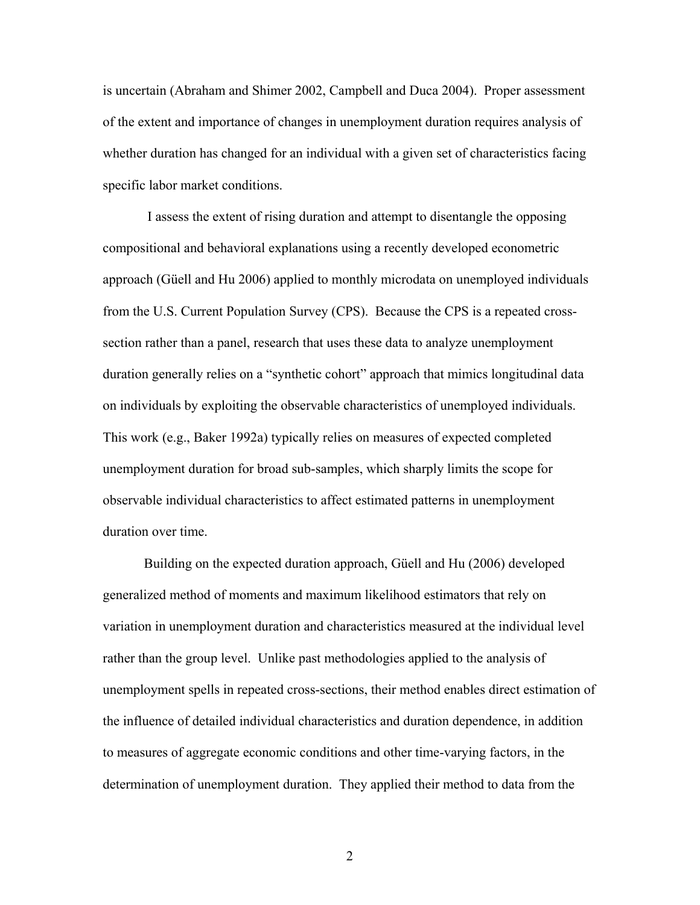is uncertain (Abraham and Shimer 2002, Campbell and Duca 2004). Proper assessment of the extent and importance of changes in unemployment duration requires analysis of whether duration has changed for an individual with a given set of characteristics facing specific labor market conditions.

I assess the extent of rising duration and attempt to disentangle the opposing compositional and behavioral explanations using a recently developed econometric approach (Güell and Hu 2006) applied to monthly microdata on unemployed individuals from the U.S. Current Population Survey (CPS). Because the CPS is a repeated cross-section rather than a panel, research that uses these data to analyze unemployment duration generally relies on a "synthetic cohort" approach that mimics longitudinal data on individuals by exploiting the observable characteristics of unemployed individuals. This work (e.g., Baker 1992a) typically relies on measures of expected completed unemployment duration for broad sub-samples, which sharply limits the scope for observable individual characteristics to affect estimated patterns in unemployment duration over time.

Building on the expected duration approach, Güell and Hu (2006) developed generalized method of moments and maximum likelihood estimators that rely on variation in unemployment duration and characteristics measured at the individual level rather than the group level. Unlike past methodologies applied to the analysis of unemployment spells in repeated cross-sections, their method enables direct estimation of the influence of detailed individual characteristics and duration dependence, in addition to measures of aggregate economic conditions and other time-varying factors, in the determination of unemployment duration. They applied their method to data from the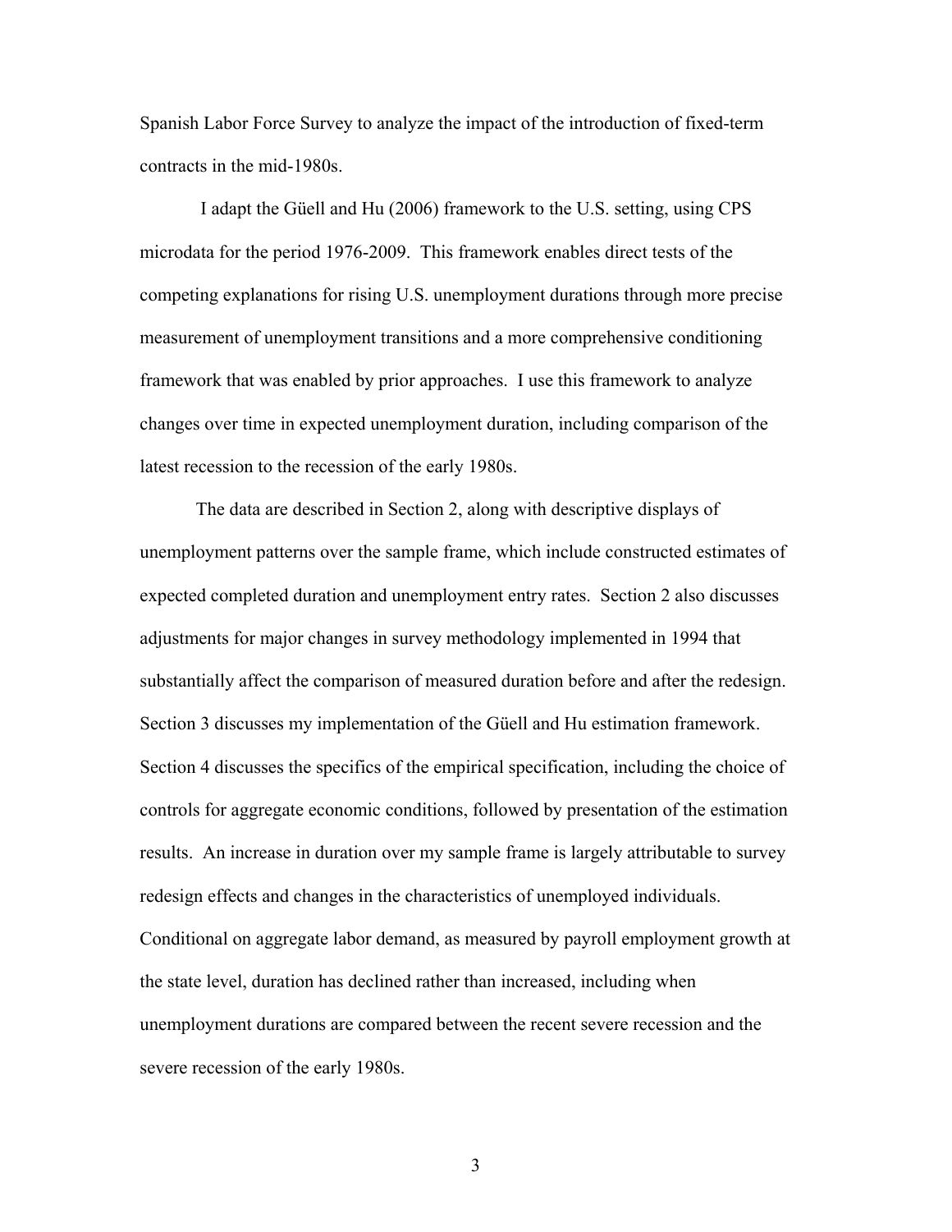Spanish Labor Force Survey to analyze the impact of the introduction of fixed-term contracts in the mid-1980s.

I adapt the Güell and Hu (2006) framework to the U.S. setting, using CPS microdata for the period 1976-2009. This framework enables direct tests of the competing explanations for rising U.S. unemployment durations through more precise measurement of unemployment transitions and a more comprehensive conditioning framework that was enabled by prior approaches. I use this framework to analyze changes over time in expected unemployment duration, including comparison of the latest recession to the recession of the early 1980s.

The data are described in Section 2, along with descriptive displays of unemployment patterns over the sample frame, which include constructed estimates of expected completed duration and unemployment entry rates. Section 2 also discusses adjustments for major changes in survey methodology implemented in 1994 that substantially affect the comparison of measured duration before and after the redesign. Section 3 discusses my implementation of the Güell and Hu estimation framework. Section 4 discusses the specifics of the empirical specification, including the choice of controls for aggregate economic conditions, followed by presentation of the estimation results. An increase in duration over my sample frame is largely attributable to survey redesign effects and changes in the characteristics of unemployed individuals. Conditional on aggregate labor demand, as measured by payroll employment growth at the state level, duration has declined rather than increased, including when unemployment durations are compared between the recent severe recession and the severe recession of the early 1980s.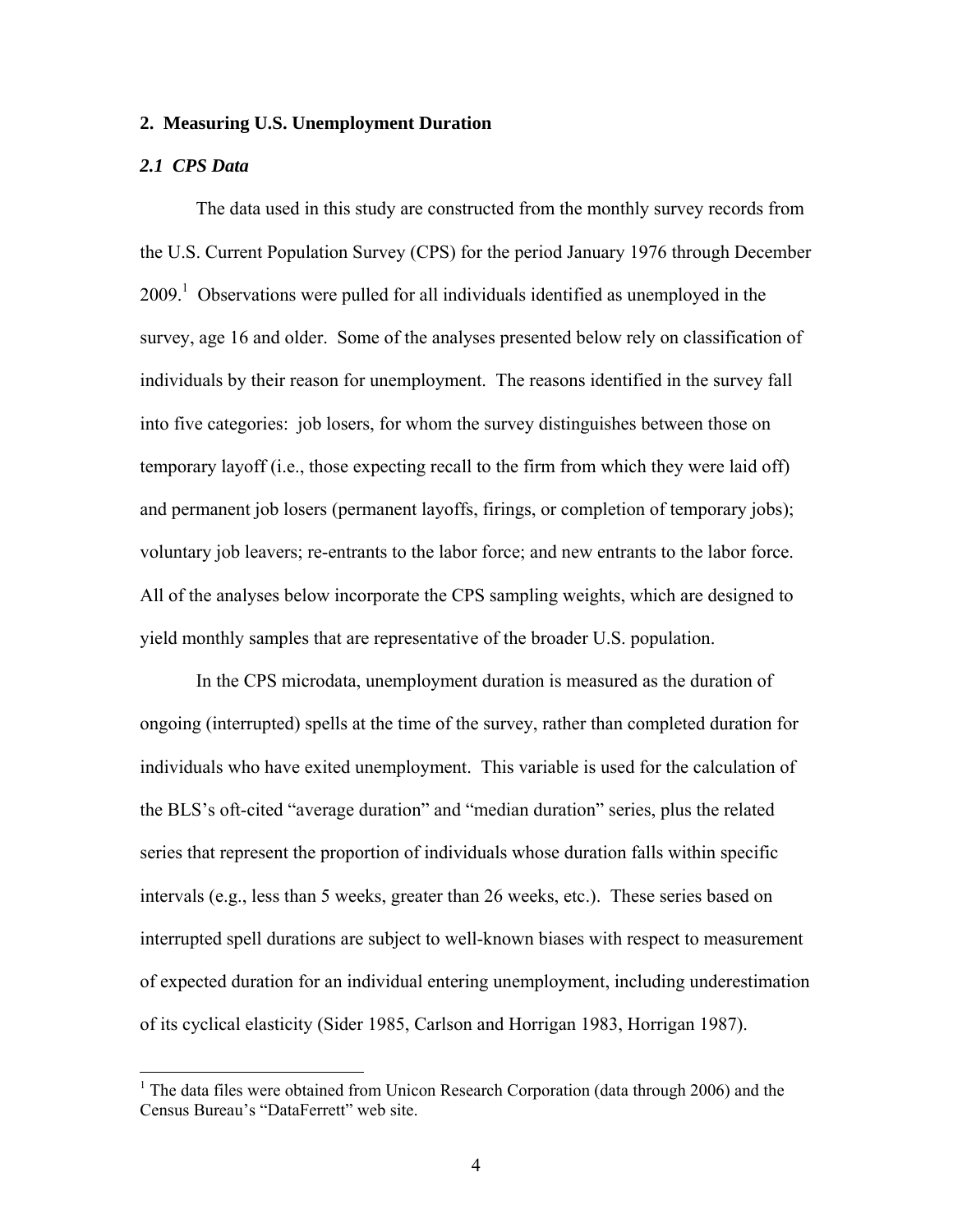## 2. Measuring U.S. Unemployment Duration

### *2.1 CPS Data*

The data used in this study are constructed from the monthly survey records from the U.S. Current Population Survey (CPS) for the period January 1976 through December 2009.[1] Observations were pulled for all individuals identified as unemployed in the survey, age 16 and older. Some of the analyses presented below rely on classification of individuals by their reason for unemployment. The reasons identified in the survey fall into five categories: job losers, for whom the survey distinguishes between those on temporary layoff (i.e., those expecting recall to the firm from which they were laid off) and permanent job losers (permanent layoffs, firings, or completion of temporary jobs); voluntary job leavers; re-entrants to the labor force; and new entrants to the labor force. All of the analyses below incorporate the CPS sampling weights, which are designed to yield monthly samples that are representative of the broader U.S. population.

In the CPS microdata, unemployment duration is measured as the duration of ongoing (interrupted) spells at the time of the survey, rather than completed duration for individuals who have exited unemployment. This variable is used for the calculation of the BLS's oft-cited "average duration" and "median duration" series, plus the related series that represent the proportion of individuals whose duration falls within specific intervals (e.g., less than 5 weeks, greater than 26 weeks, etc.). These series based on interrupted spell durations are subject to well-known biases with respect to measurement of expected duration for an individual entering unemployment, including underestimation of its cyclical elasticity (Sider 1985, Carlson and Horrigan 1983, Horrigan 1987).

---

[1] The data files were obtained from Unicon Research Corporation (data through 2006) and the Census Bureau's "DataFerrett" web site.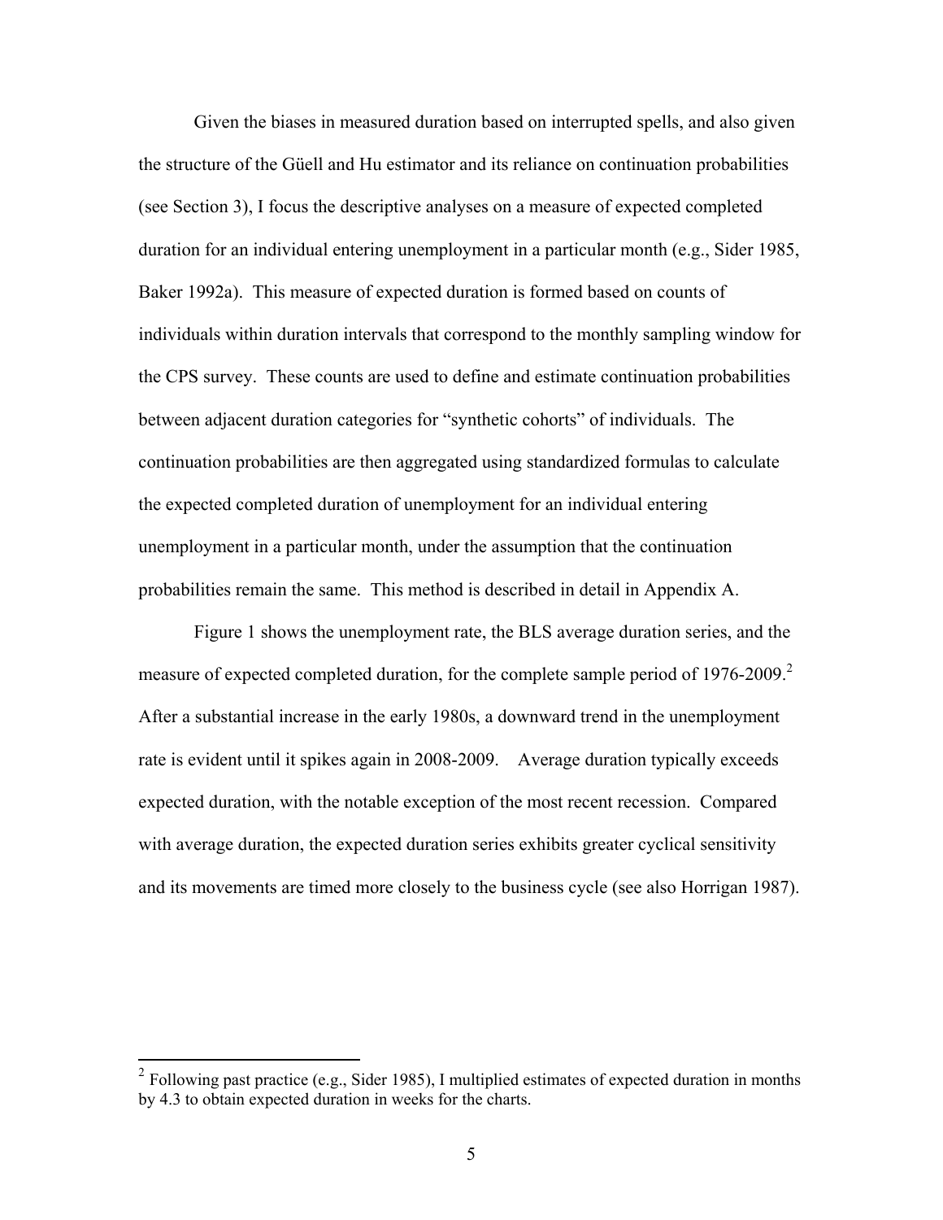Given the biases in measured duration based on interrupted spells, and also given the structure of the Güell and Hu estimator and its reliance on continuation probabilities (see Section 3), I focus the descriptive analyses on a measure of expected completed duration for an individual entering unemployment in a particular month (e.g., Sider 1985, Baker 1992a). This measure of expected duration is formed based on counts of individuals within duration intervals that correspond to the monthly sampling window for the CPS survey. These counts are used to define and estimate continuation probabilities between adjacent duration categories for "synthetic cohorts" of individuals. The continuation probabilities are then aggregated using standardized formulas to calculate the expected completed duration of unemployment for an individual entering unemployment in a particular month, under the assumption that the continuation probabilities remain the same. This method is described in detail in Appendix A.

Figure 1 shows the unemployment rate, the BLS average duration series, and the measure of expected completed duration, for the complete sample period of 1976-2009.[2] After a substantial increase in the early 1980s, a downward trend in the unemployment rate is evident until it spikes again in 2008-2009. Average duration typically exceeds expected duration, with the notable exception of the most recent recession. Compared with average duration, the expected duration series exhibits greater cyclical sensitivity and its movements are timed more closely to the business cycle (see also Horrigan 1987).

[2] Following past practice (e.g., Sider 1985), I multiplied estimates of expected duration in months by 4.3 to obtain expected duration in weeks for the charts.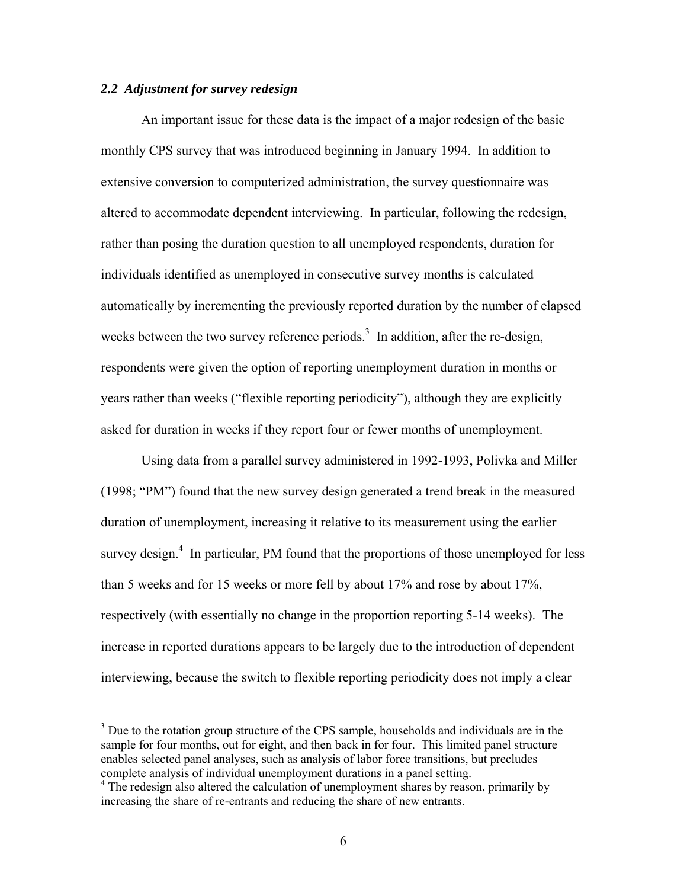### *2.2 Adjustment for survey redesign*

An important issue for these data is the impact of a major redesign of the basic monthly CPS survey that was introduced beginning in January 1994. In addition to extensive conversion to computerized administration, the survey questionnaire was altered to accommodate dependent interviewing. In particular, following the redesign, rather than posing the duration question to all unemployed respondents, duration for individuals identified as unemployed in consecutive survey months is calculated automatically by incrementing the previously reported duration by the number of elapsed weeks between the two survey reference periods.[3] In addition, after the re-design, respondents were given the option of reporting unemployment duration in months or years rather than weeks ("flexible reporting periodicity"), although they are explicitly asked for duration in weeks if they report four or fewer months of unemployment.

Using data from a parallel survey administered in 1992-1993, Polivka and Miller (1998; "PM") found that the new survey design generated a trend break in the measured duration of unemployment, increasing it relative to its measurement using the earlier survey design.[4] In particular, PM found that the proportions of those unemployed for less than 5 weeks and for 15 weeks or more fell by about 17% and rose by about 17%, respectively (with essentially no change in the proportion reporting 5-14 weeks). The increase in reported durations appears to be largely due to the introduction of dependent interviewing, because the switch to flexible reporting periodicity does not imply a clear

---

[3] Due to the rotation group structure of the CPS sample, households and individuals are in the sample for four months, out for eight, and then back in for four. This limited panel structure enables selected panel analyses, such as analysis of labor force transitions, but precludes complete analysis of individual unemployment durations in a panel setting.

[4] The redesign also altered the calculation of unemployment shares by reason, primarily by increasing the share of re-entrants and reducing the share of new entrants.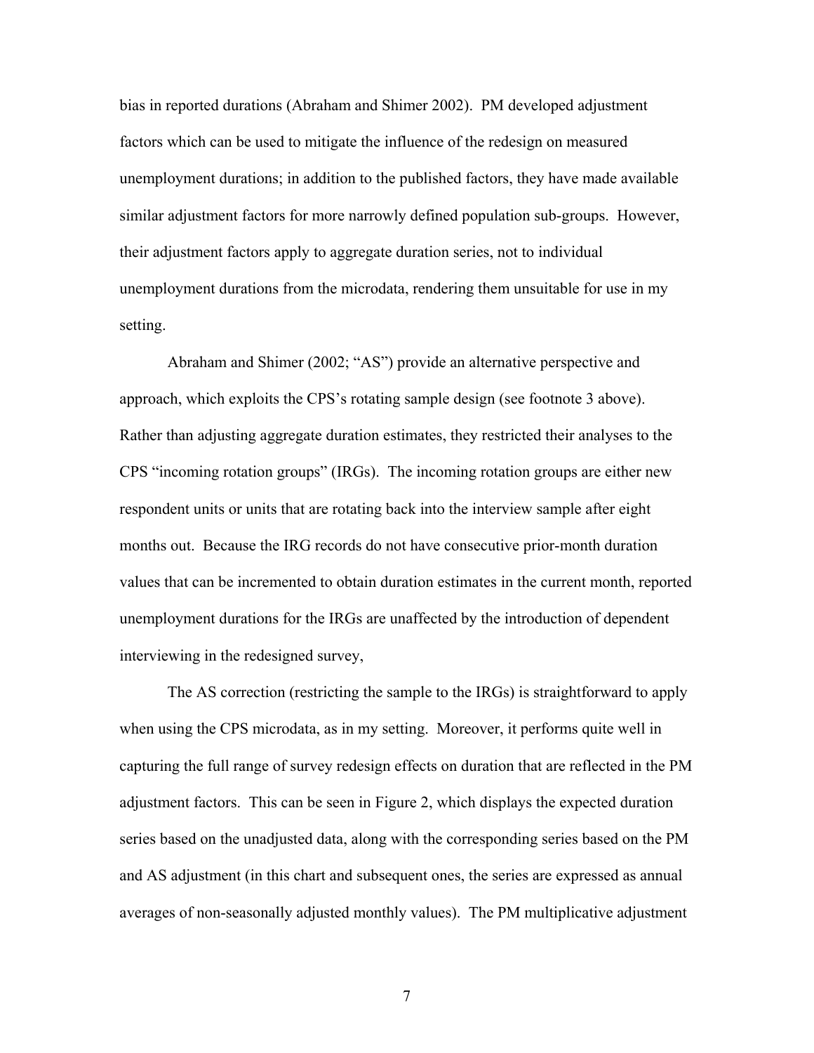bias in reported durations (Abraham and Shimer 2002). PM developed adjustment factors which can be used to mitigate the influence of the redesign on measured unemployment durations; in addition to the published factors, they have made available similar adjustment factors for more narrowly defined population sub-groups. However, their adjustment factors apply to aggregate duration series, not to individual unemployment durations from the microdata, rendering them unsuitable for use in my setting.

Abraham and Shimer (2002; "AS") provide an alternative perspective and approach, which exploits the CPS's rotating sample design (see footnote 3 above). Rather than adjusting aggregate duration estimates, they restricted their analyses to the CPS "incoming rotation groups" (IRGs). The incoming rotation groups are either new respondent units or units that are rotating back into the interview sample after eight months out. Because the IRG records do not have consecutive prior-month duration values that can be incremented to obtain duration estimates in the current month, reported unemployment durations for the IRGs are unaffected by the introduction of dependent interviewing in the redesigned survey,

The AS correction (restricting the sample to the IRGs) is straightforward to apply when using the CPS microdata, as in my setting. Moreover, it performs quite well in capturing the full range of survey redesign effects on duration that are reflected in the PM adjustment factors. This can be seen in Figure 2, which displays the expected duration series based on the unadjusted data, along with the corresponding series based on the PM and AS adjustment (in this chart and subsequent ones, the series are expressed as annual averages of non-seasonally adjusted monthly values). The PM multiplicative adjustment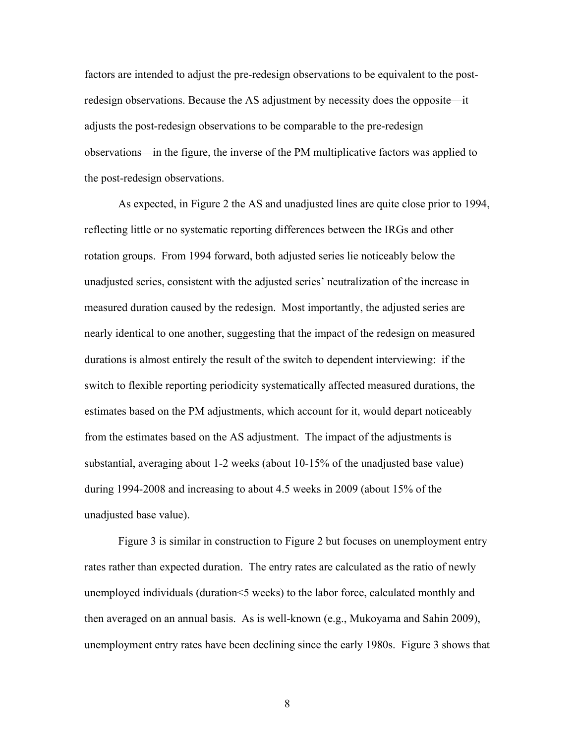factors are intended to adjust the pre-redesign observations to be equivalent to the post-redesign observations. Because the AS adjustment by necessity does the opposite—it adjusts the post-redesign observations to be comparable to the pre-redesign observations—in the figure, the inverse of the PM multiplicative factors was applied to the post-redesign observations.

As expected, in Figure 2 the AS and unadjusted lines are quite close prior to 1994, reflecting little or no systematic reporting differences between the IRGs and other rotation groups. From 1994 forward, both adjusted series lie noticeably below the unadjusted series, consistent with the adjusted series' neutralization of the increase in measured duration caused by the redesign. Most importantly, the adjusted series are nearly identical to one another, suggesting that the impact of the redesign on measured durations is almost entirely the result of the switch to dependent interviewing: if the switch to flexible reporting periodicity systematically affected measured durations, the estimates based on the PM adjustments, which account for it, would depart noticeably from the estimates based on the AS adjustment. The impact of the adjustments is substantial, averaging about 1-2 weeks (about 10-15% of the unadjusted base value) during 1994-2008 and increasing to about 4.5 weeks in 2009 (about 15% of the unadjusted base value).

Figure 3 is similar in construction to Figure 2 but focuses on unemployment entry rates rather than expected duration. The entry rates are calculated as the ratio of newly unemployed individuals (duration<5 weeks) to the labor force, calculated monthly and then averaged on an annual basis. As is well-known (e.g., Mukoyama and Sahin 2009), unemployment entry rates have been declining since the early 1980s. Figure 3 shows that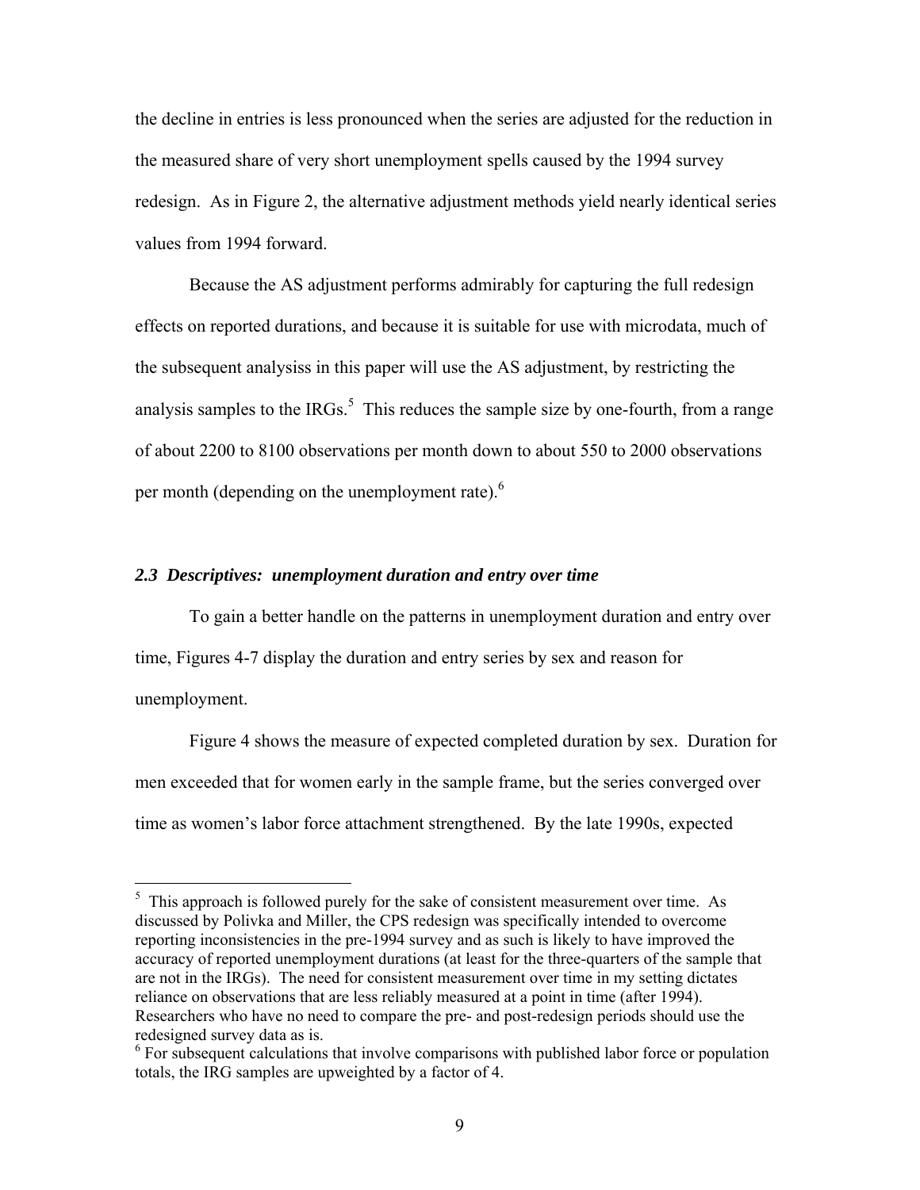the decline in entries is less pronounced when the series are adjusted for the reduction in the measured share of very short unemployment spells caused by the 1994 survey redesign. As in Figure 2, the alternative adjustment methods yield nearly identical series values from 1994 forward.

Because the AS adjustment performs admirably for capturing the full redesign effects on reported durations, and because it is suitable for use with microdata, much of the subsequent analysiss in this paper will use the AS adjustment, by restricting the analysis samples to the IRGs.[5] This reduces the sample size by one-fourth, from a range of about 2200 to 8100 observations per month down to about 550 to 2000 observations per month (depending on the unemployment rate).[6]

### *2.3 Descriptives: unemployment duration and entry over time*

To gain a better handle on the patterns in unemployment duration and entry over time, Figures 4-7 display the duration and entry series by sex and reason for unemployment.

Figure 4 shows the measure of expected completed duration by sex. Duration for men exceeded that for women early in the sample frame, but the series converged over time as women's labor force attachment strengthened. By the late 1990s, expected

---

[5] This approach is followed purely for the sake of consistent measurement over time. As discussed by Polivka and Miller, the CPS redesign was specifically intended to overcome reporting inconsistencies in the pre-1994 survey and as such is likely to have improved the accuracy of reported unemployment durations (at least for the three-quarters of the sample that are not in the IRGs). The need for consistent measurement over time in my setting dictates reliance on observations that are less reliably measured at a point in time (after 1994). Researchers who have no need to compare the pre- and post-redesign periods should use the redesigned survey data as is.

[6] For subsequent calculations that involve comparisons with published labor force or population totals, the IRG samples are upweighted by a factor of 4.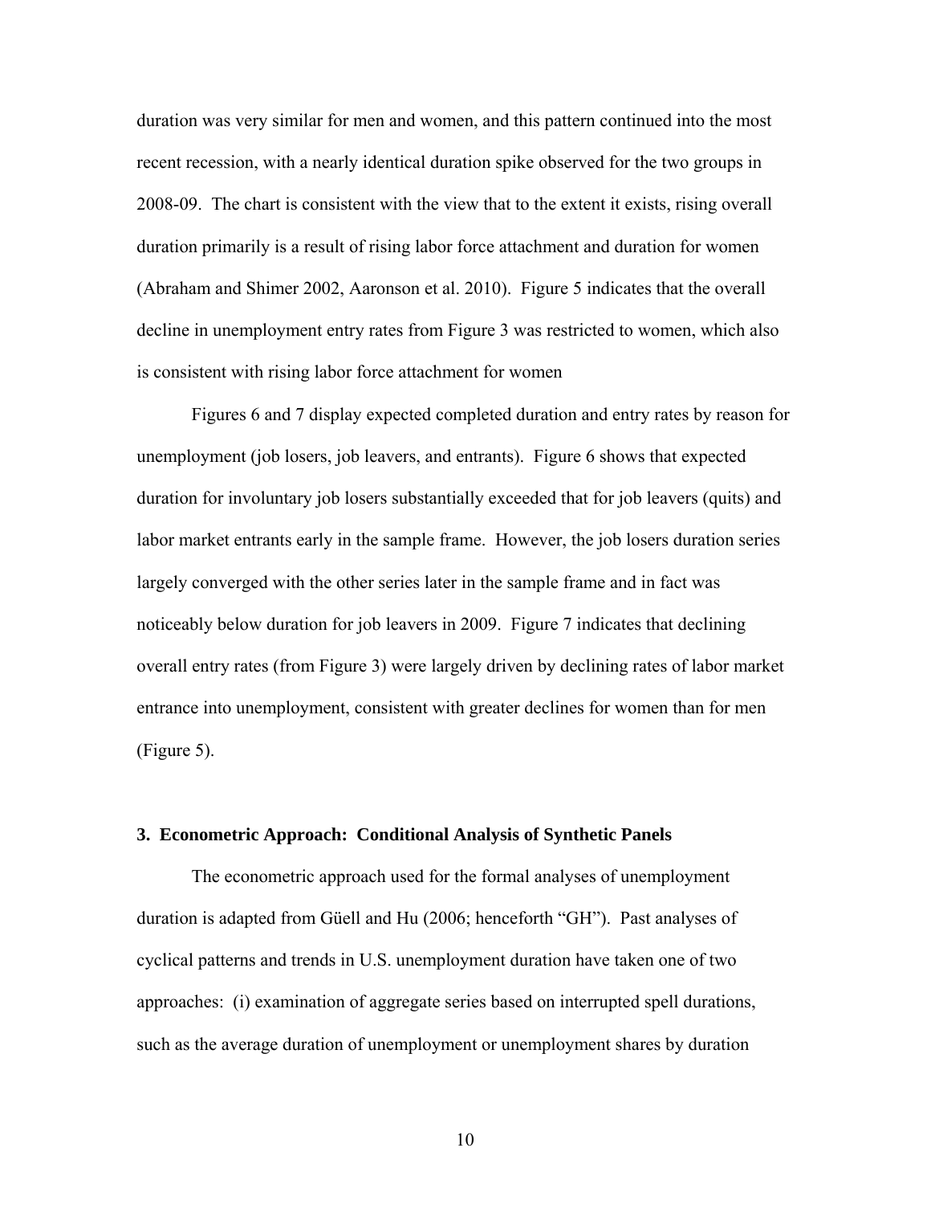duration was very similar for men and women, and this pattern continued into the most recent recession, with a nearly identical duration spike observed for the two groups in 2008-09. The chart is consistent with the view that to the extent it exists, rising overall duration primarily is a result of rising labor force attachment and duration for women (Abraham and Shimer 2002, Aaronson et al. 2010). Figure 5 indicates that the overall decline in unemployment entry rates from Figure 3 was restricted to women, which also is consistent with rising labor force attachment for women

Figures 6 and 7 display expected completed duration and entry rates by reason for unemployment (job losers, job leavers, and entrants). Figure 6 shows that expected duration for involuntary job losers substantially exceeded that for job leavers (quits) and labor market entrants early in the sample frame. However, the job losers duration series largely converged with the other series later in the sample frame and in fact was noticeably below duration for job leavers in 2009. Figure 7 indicates that declining overall entry rates (from Figure 3) were largely driven by declining rates of labor market entrance into unemployment, consistent with greater declines for women than for men (Figure 5).

### 3. Econometric Approach: Conditional Analysis of Synthetic Panels

The econometric approach used for the formal analyses of unemployment duration is adapted from Güell and Hu (2006; henceforth "GH"). Past analyses of cyclical patterns and trends in U.S. unemployment duration have taken one of two approaches: (i) examination of aggregate series based on interrupted spell durations, such as the average duration of unemployment or unemployment shares by duration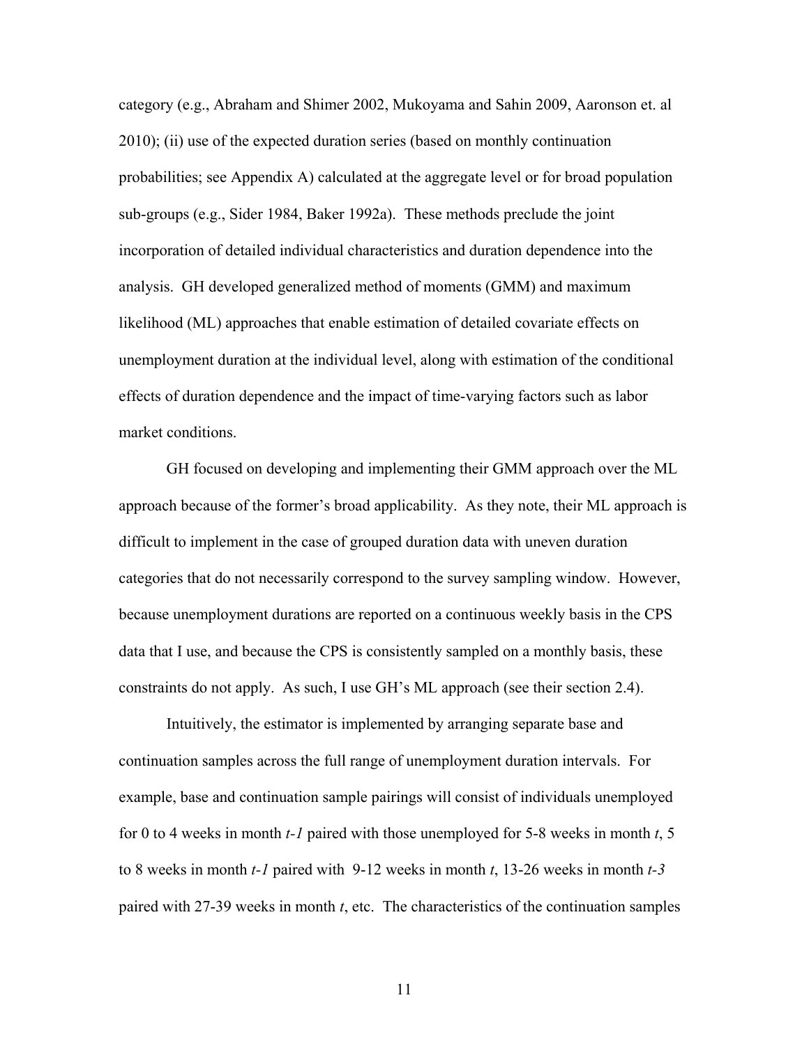category (e.g., Abraham and Shimer 2002, Mukoyama and Sahin 2009, Aaronson et. al 2010); (ii) use of the expected duration series (based on monthly continuation probabilities; see Appendix A) calculated at the aggregate level or for broad population sub-groups (e.g., Sider 1984, Baker 1992a). These methods preclude the joint incorporation of detailed individual characteristics and duration dependence into the analysis. GH developed generalized method of moments (GMM) and maximum likelihood (ML) approaches that enable estimation of detailed covariate effects on unemployment duration at the individual level, along with estimation of the conditional effects of duration dependence and the impact of time-varying factors such as labor market conditions.

GH focused on developing and implementing their GMM approach over the ML approach because of the former's broad applicability. As they note, their ML approach is difficult to implement in the case of grouped duration data with uneven duration categories that do not necessarily correspond to the survey sampling window. However, because unemployment durations are reported on a continuous weekly basis in the CPS data that I use, and because the CPS is consistently sampled on a monthly basis, these constraints do not apply. As such, I use GH's ML approach (see their section 2.4).

Intuitively, the estimator is implemented by arranging separate base and continuation samples across the full range of unemployment duration intervals. For example, base and continuation sample pairings will consist of individuals unemployed for 0 to 4 weeks in month $t-1$ paired with those unemployed for 5-8 weeks in month $t$, 5 to 8 weeks in month $t-1$ paired with 9-12 weeks in month $t$, 13-26 weeks in month $t-3$ paired with 27-39 weeks in month $t$, etc. The characteristics of the continuation samples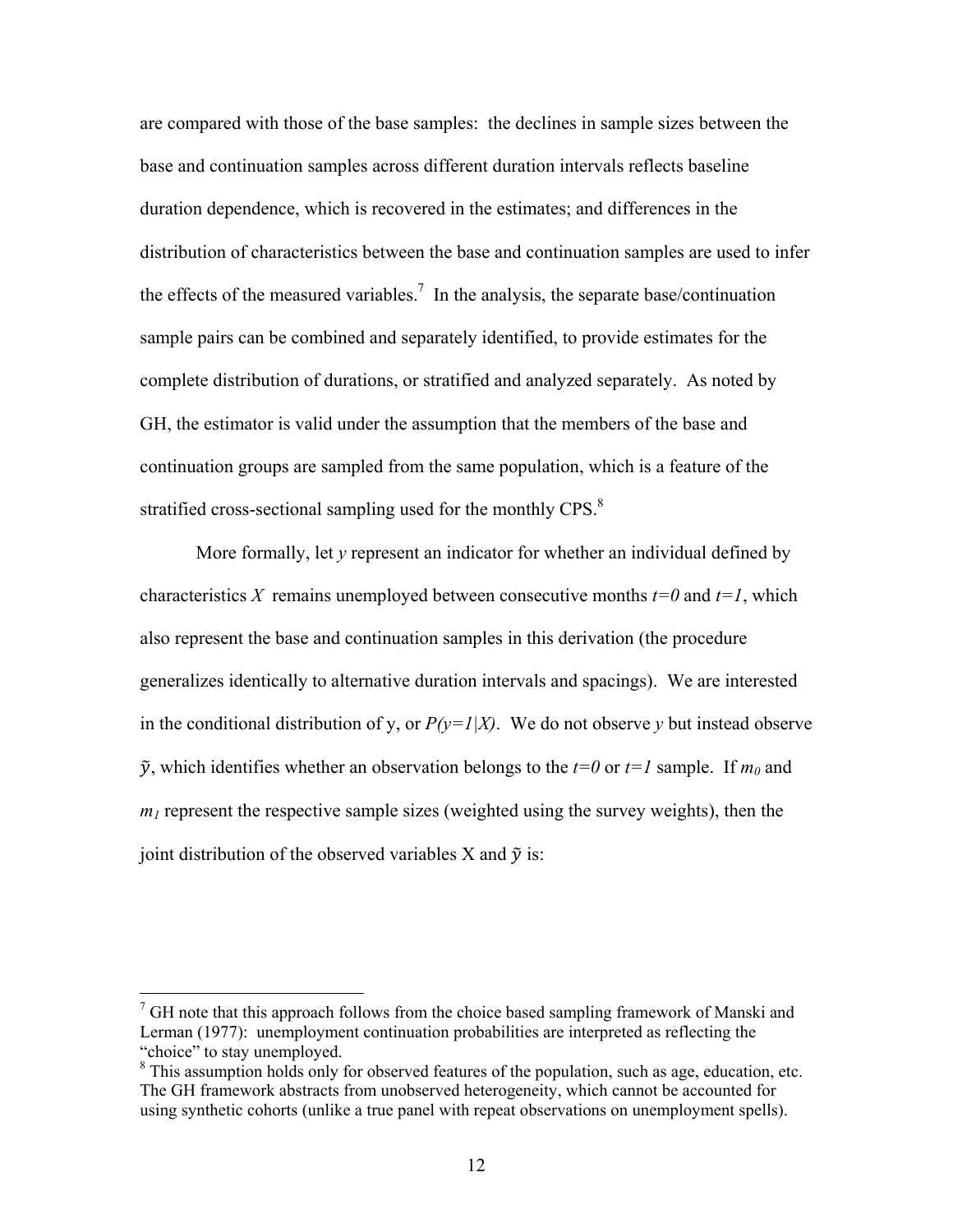are compared with those of the base samples: the declines in sample sizes between the base and continuation samples across different duration intervals reflects baseline duration dependence, which is recovered in the estimates; and differences in the distribution of characteristics between the base and continuation samples are used to infer the effects of the measured variables.[7] In the analysis, the separate base/continuation sample pairs can be combined and separately identified, to provide estimates for the complete distribution of durations, or stratified and analyzed separately. As noted by GH, the estimator is valid under the assumption that the members of the base and continuation groups are sampled from the same population, which is a feature of the stratified cross-sectional sampling used for the monthly CPS.[8]

More formally, let $y$ represent an indicator for whether an individual defined by characteristics $X$ remains unemployed between consecutive months $t=0$ and $t=1$, which also represent the base and continuation samples in this derivation (the procedure generalizes identically to alternative duration intervals and spacings). We are interested in the conditional distribution of y, or $P(y=1|X)$. We do not observe $y$ but instead observe $\tilde{y}$, which identifies whether an observation belongs to the $t=0$ or $t=1$ sample. If $m_0$ and $m_1$ represent the respective sample sizes (weighted using the survey weights), then the joint distribution of the observed variables X and $\tilde{y}$ is:

---

[7] GH note that this approach follows from the choice based sampling framework of Manski and Lerman (1977): unemployment continuation probabilities are interpreted as reflecting the "choice" to stay unemployed.

[8] This assumption holds only for observed features of the population, such as age, education, etc. The GH framework abstracts from unobserved heterogeneity, which cannot be accounted for using synthetic cohorts (unlike a true panel with repeat observations on unemployment spells).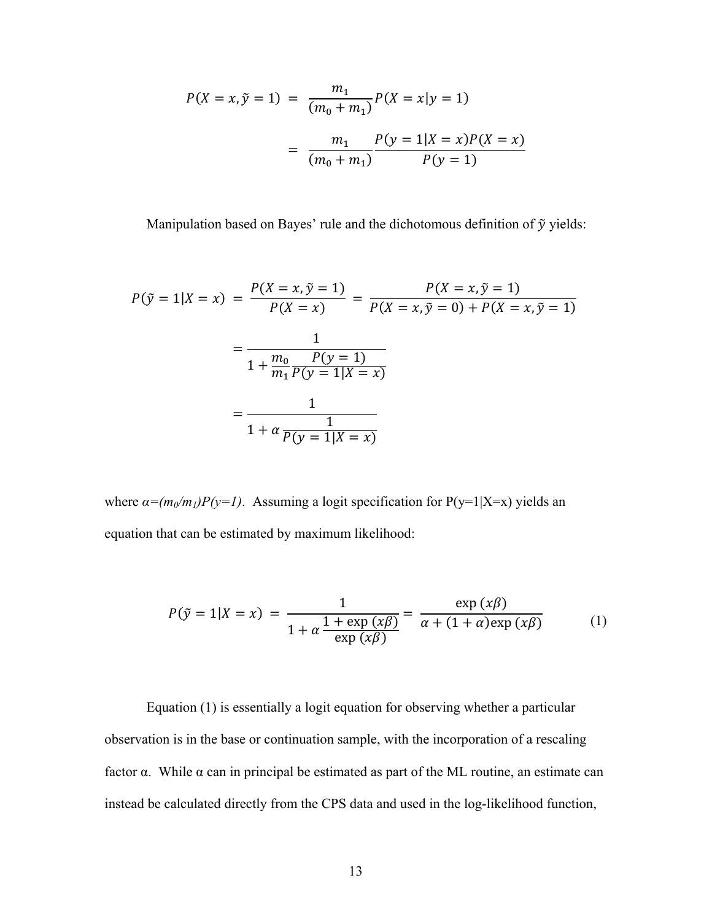$$P(X = x, \tilde{y} = 1) \; = \; \frac{m_1}{(m_0 + m_1)} P(X = x | y = 1)$$

$$= \; \frac{m_1}{(m_0 + m_1)} \frac{P(y = 1 | X = x) P(X = x)}{P(y = 1)}$$

Manipulation based on Bayes' rule and the dichotomous definition of $\tilde{y}$ yields:

$$P(\tilde{y} = 1 | X = x) \; = \; \frac{P(X = x, \tilde{y} = 1)}{P(X = x)} \; = \; \frac{P(X = x, \tilde{y} = 1)}{P(X = x, \tilde{y} = 0) + P(X = x, \tilde{y} = 1)}$$

$$= \frac{1}{1 + \frac{m_0}{m_1} \frac{P(y = 1)}{P(y = 1 | X = x)}}$$

$$= \frac{1}{1 + \alpha \frac{1}{P(y = 1 | X = x)}}$$

where $\alpha = (m_0/m_1)P(y=1)$. Assuming a logit specification for $P(y=1|X=x)$ yields an equation that can be estimated by maximum likelihood:

$$P(\tilde{y} = 1 | X = x) \; = \; \frac{1}{1 + \alpha \frac{1 + \exp(x\beta)}{\exp(x\beta)}} = \frac{\exp(x\beta)}{\alpha + (1 + \alpha)\exp(x\beta)} \qquad (1)$$

Equation (1) is essentially a logit equation for observing whether a particular observation is in the base or continuation sample, with the incorporation of a rescaling factor α. While α can in principal be estimated as part of the ML routine, an estimate can instead be calculated directly from the CPS data and used in the log-likelihood function,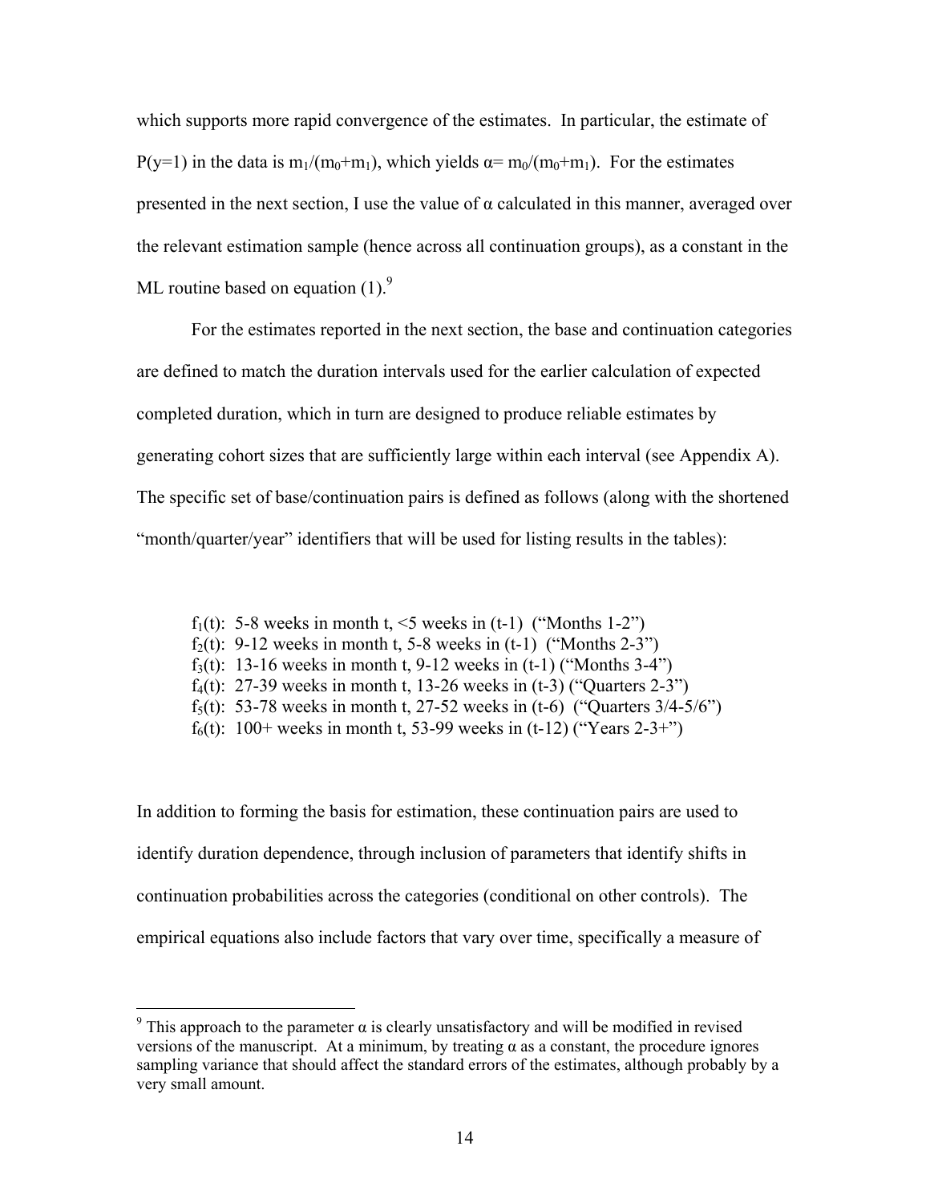which supports more rapid convergence of the estimates. In particular, the estimate of $P(y=1)$ in the data is $m_1/(m_0+m_1)$, which yields $\alpha = m_0/(m_0+m_1)$. For the estimates presented in the next section, I use the value of $\alpha$ calculated in this manner, averaged over the relevant estimation sample (hence across all continuation groups), as a constant in the ML routine based on equation (1).[9]

For the estimates reported in the next section, the base and continuation categories are defined to match the duration intervals used for the earlier calculation of expected completed duration, which in turn are designed to produce reliable estimates by generating cohort sizes that are sufficiently large within each interval (see Appendix A). The specific set of base/continuation pairs is defined as follows (along with the shortened "month/quarter/year" identifiers that will be used for listing results in the tables):

$f_1(t)$: 5-8 weeks in month t, <5 weeks in (t-1) ("Months 1-2")
$f_2(t)$: 9-12 weeks in month t, 5-8 weeks in (t-1) ("Months 2-3")
$f_3(t)$: 13-16 weeks in month t, 9-12 weeks in (t-1) ("Months 3-4")
$f_4(t)$: 27-39 weeks in month t, 13-26 weeks in (t-3) ("Quarters 2-3")
$f_5(t)$: 53-78 weeks in month t, 27-52 weeks in (t-6) ("Quarters 3/4-5/6")
$f_6(t)$: 100+ weeks in month t, 53-99 weeks in (t-12) ("Years 2-3+")

In addition to forming the basis for estimation, these continuation pairs are used to identify duration dependence, through inclusion of parameters that identify shifts in continuation probabilities across the categories (conditional on other controls). The empirical equations also include factors that vary over time, specifically a measure of

[9] This approach to the parameter $\alpha$ is clearly unsatisfactory and will be modified in revised versions of the manuscript. At a minimum, by treating $\alpha$ as a constant, the procedure ignores sampling variance that should affect the standard errors of the estimates, although probably by a very small amount.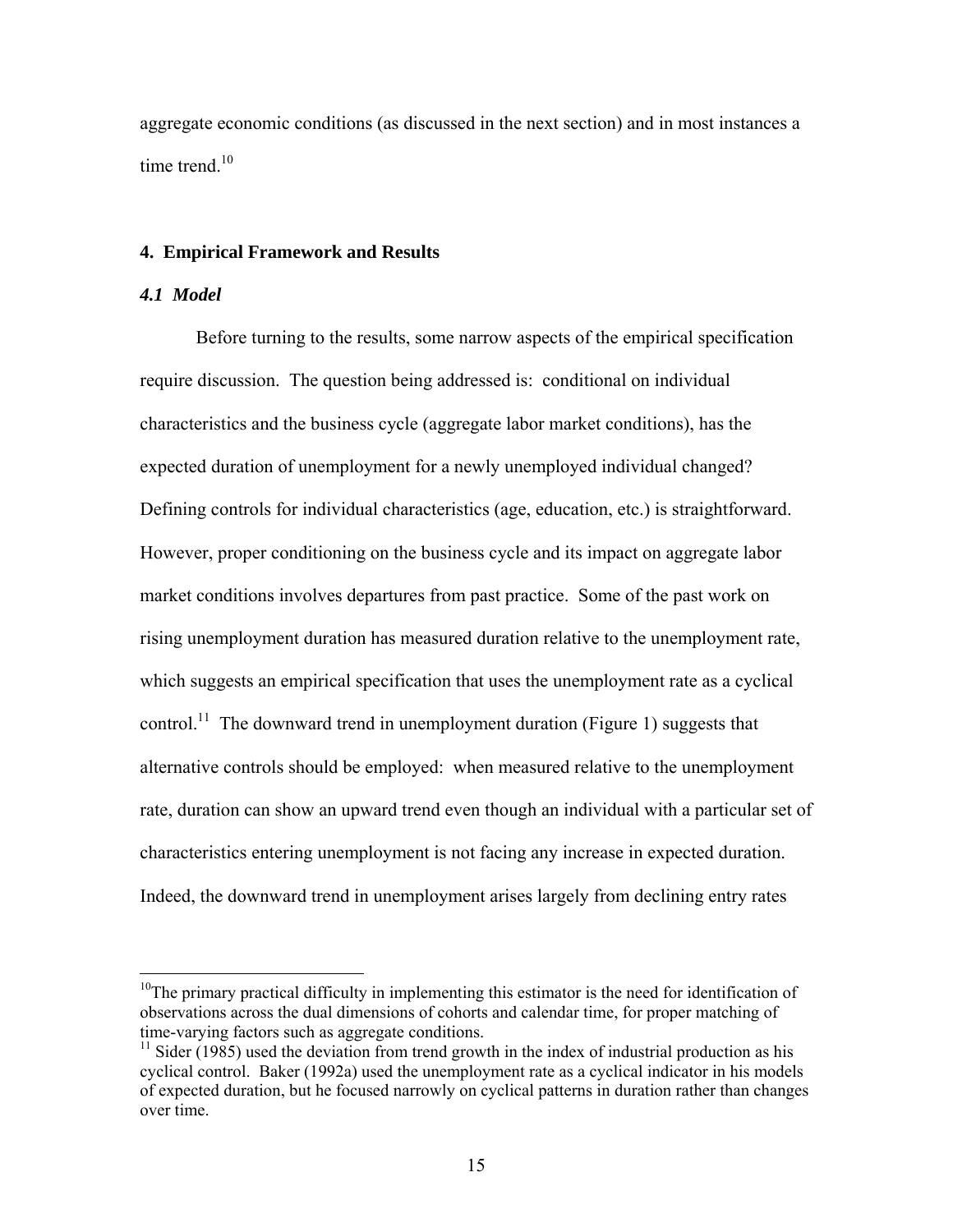aggregate economic conditions (as discussed in the next section) and in most instances a time trend.[10]

## 4. Empirical Framework and Results

### *4.1 Model*

Before turning to the results, some narrow aspects of the empirical specification require discussion. The question being addressed is: conditional on individual characteristics and the business cycle (aggregate labor market conditions), has the expected duration of unemployment for a newly unemployed individual changed? Defining controls for individual characteristics (age, education, etc.) is straightforward. However, proper conditioning on the business cycle and its impact on aggregate labor market conditions involves departures from past practice. Some of the past work on rising unemployment duration has measured duration relative to the unemployment rate, which suggests an empirical specification that uses the unemployment rate as a cyclical control.[11] The downward trend in unemployment duration (Figure 1) suggests that alternative controls should be employed: when measured relative to the unemployment rate, duration can show an upward trend even though an individual with a particular set of characteristics entering unemployment is not facing any increase in expected duration. Indeed, the downward trend in unemployment arises largely from declining entry rates

---

[10] The primary practical difficulty in implementing this estimator is the need for identification of observations across the dual dimensions of cohorts and calendar time, for proper matching of time-varying factors such as aggregate conditions.

[11] Sider (1985) used the deviation from trend growth in the index of industrial production as his cyclical control. Baker (1992a) used the unemployment rate as a cyclical indicator in his models of expected duration, but he focused narrowly on cyclical patterns in duration rather than changes over time.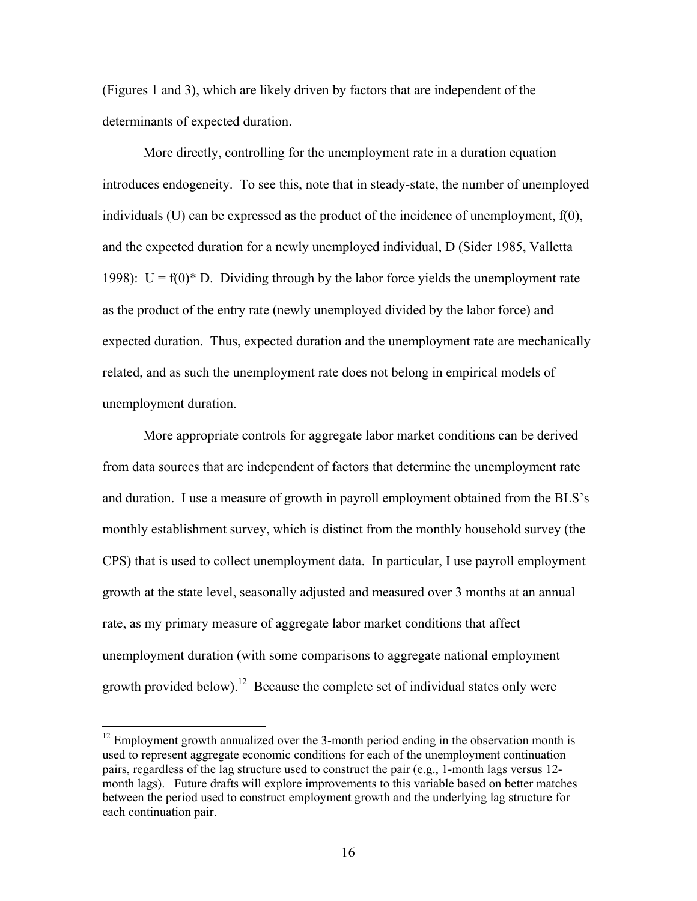(Figures 1 and 3), which are likely driven by factors that are independent of the determinants of expected duration.

More directly, controlling for the unemployment rate in a duration equation introduces endogeneity. To see this, note that in steady-state, the number of unemployed individuals (U) can be expressed as the product of the incidence of unemployment, f(0), and the expected duration for a newly unemployed individual, D (Sider 1985, Valletta 1998): $U = f(0)^* D$. Dividing through by the labor force yields the unemployment rate as the product of the entry rate (newly unemployed divided by the labor force) and expected duration. Thus, expected duration and the unemployment rate are mechanically related, and as such the unemployment rate does not belong in empirical models of unemployment duration.

More appropriate controls for aggregate labor market conditions can be derived from data sources that are independent of factors that determine the unemployment rate and duration. I use a measure of growth in payroll employment obtained from the BLS's monthly establishment survey, which is distinct from the monthly household survey (the CPS) that is used to collect unemployment data. In particular, I use payroll employment growth at the state level, seasonally adjusted and measured over 3 months at an annual rate, as my primary measure of aggregate labor market conditions that affect unemployment duration (with some comparisons to aggregate national employment growth provided below).[12] Because the complete set of individual states only were

[12] Employment growth annualized over the 3-month period ending in the observation month is used to represent aggregate economic conditions for each of the unemployment continuation pairs, regardless of the lag structure used to construct the pair (e.g., 1-month lags versus 12-month lags). Future drafts will explore improvements to this variable based on better matches between the period used to construct employment growth and the underlying lag structure for each continuation pair.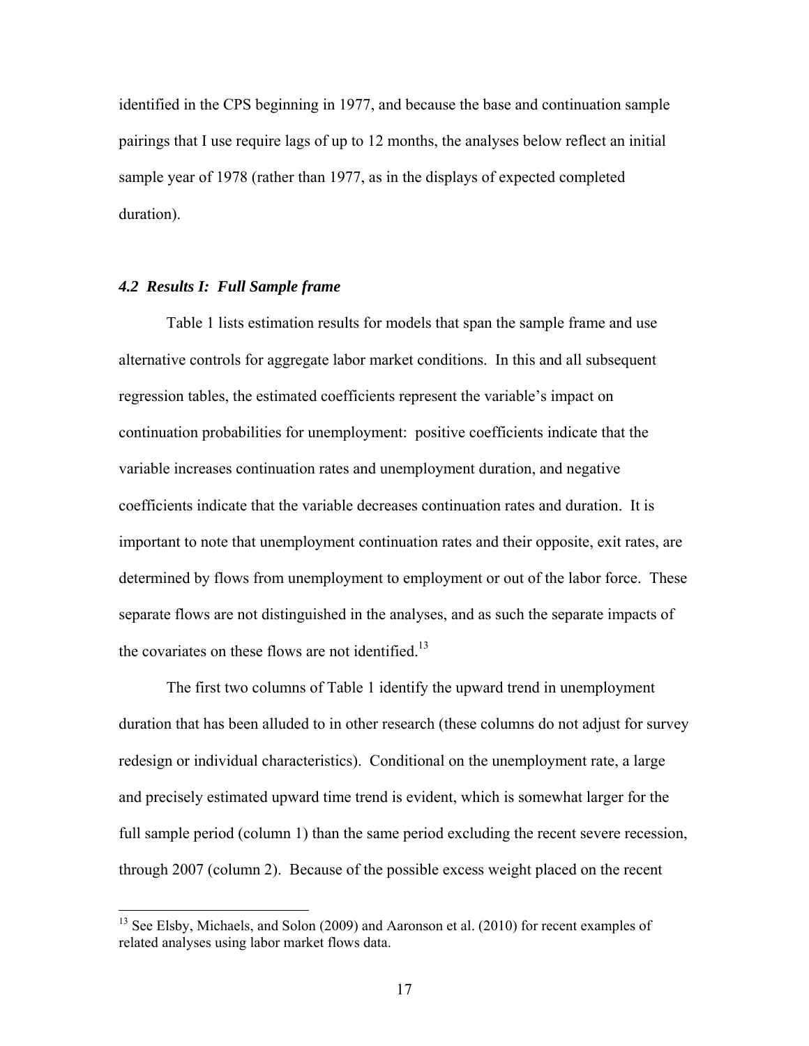identified in the CPS beginning in 1977, and because the base and continuation sample pairings that I use require lags of up to 12 months, the analyses below reflect an initial sample year of 1978 (rather than 1977, as in the displays of expected completed duration).

### *4.2 Results I: Full Sample frame*

Table 1 lists estimation results for models that span the sample frame and use alternative controls for aggregate labor market conditions. In this and all subsequent regression tables, the estimated coefficients represent the variable's impact on continuation probabilities for unemployment: positive coefficients indicate that the variable increases continuation rates and unemployment duration, and negative coefficients indicate that the variable decreases continuation rates and duration. It is important to note that unemployment continuation rates and their opposite, exit rates, are determined by flows from unemployment to employment or out of the labor force. These separate flows are not distinguished in the analyses, and as such the separate impacts of the covariates on these flows are not identified.[13]

The first two columns of Table 1 identify the upward trend in unemployment duration that has been alluded to in other research (these columns do not adjust for survey redesign or individual characteristics). Conditional on the unemployment rate, a large and precisely estimated upward time trend is evident, which is somewhat larger for the full sample period (column 1) than the same period excluding the recent severe recession, through 2007 (column 2). Because of the possible excess weight placed on the recent

[13] See Elsby, Michaels, and Solon (2009) and Aaronson et al. (2010) for recent examples of related analyses using labor market flows data.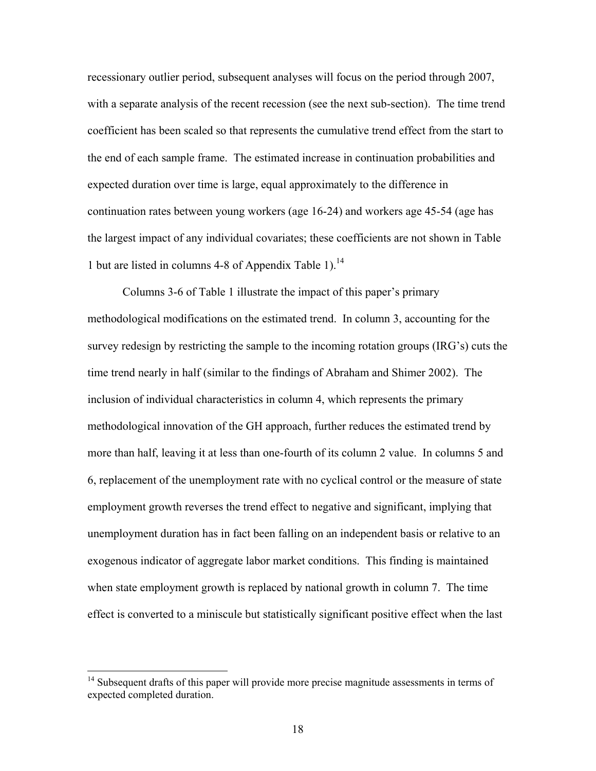recessionary outlier period, subsequent analyses will focus on the period through 2007, with a separate analysis of the recent recession (see the next sub-section). The time trend coefficient has been scaled so that represents the cumulative trend effect from the start to the end of each sample frame. The estimated increase in continuation probabilities and expected duration over time is large, equal approximately to the difference in continuation rates between young workers (age 16-24) and workers age 45-54 (age has the largest impact of any individual covariates; these coefficients are not shown in Table 1 but are listed in columns 4-8 of Appendix Table 1).[14]

Columns 3-6 of Table 1 illustrate the impact of this paper's primary methodological modifications on the estimated trend. In column 3, accounting for the survey redesign by restricting the sample to the incoming rotation groups (IRG's) cuts the time trend nearly in half (similar to the findings of Abraham and Shimer 2002). The inclusion of individual characteristics in column 4, which represents the primary methodological innovation of the GH approach, further reduces the estimated trend by more than half, leaving it at less than one-fourth of its column 2 value. In columns 5 and 6, replacement of the unemployment rate with no cyclical control or the measure of state employment growth reverses the trend effect to negative and significant, implying that unemployment duration has in fact been falling on an independent basis or relative to an exogenous indicator of aggregate labor market conditions. This finding is maintained when state employment growth is replaced by national growth in column 7. The time effect is converted to a miniscule but statistically significant positive effect when the last

[14] Subsequent drafts of this paper will provide more precise magnitude assessments in terms of expected completed duration.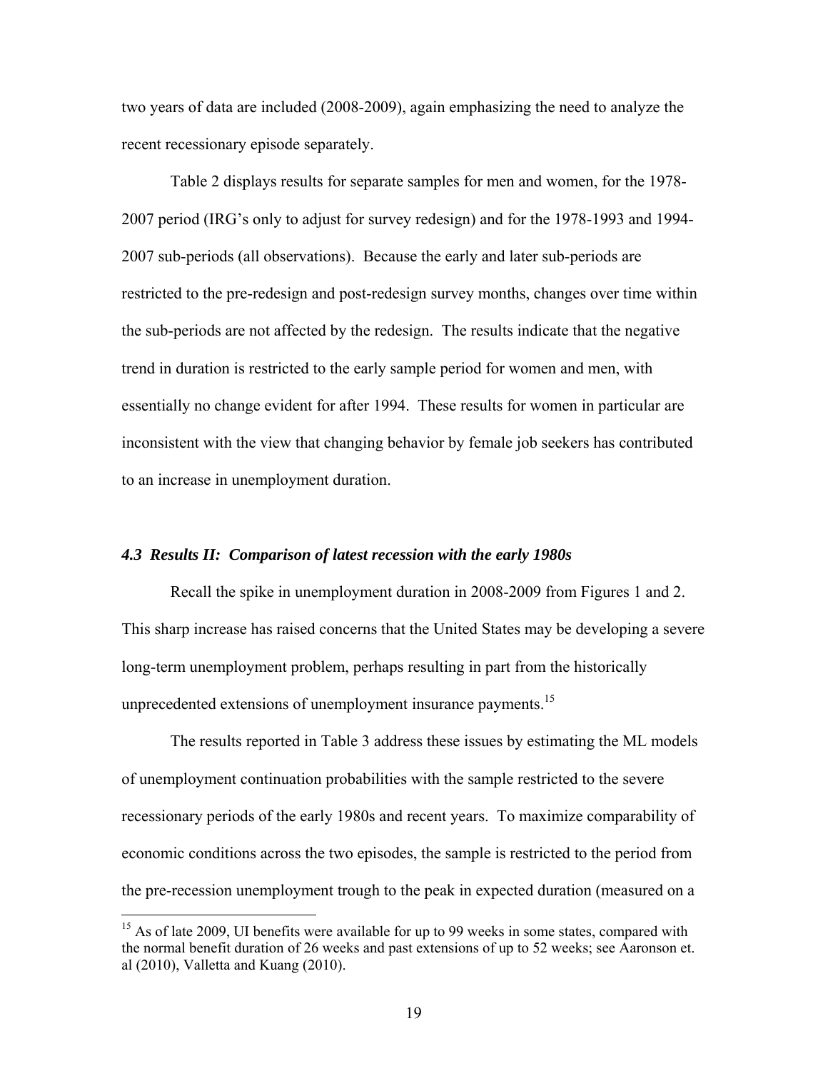two years of data are included (2008-2009), again emphasizing the need to analyze the recent recessionary episode separately.

Table 2 displays results for separate samples for men and women, for the 1978-2007 period (IRG's only to adjust for survey redesign) and for the 1978-1993 and 1994-2007 sub-periods (all observations). Because the early and later sub-periods are restricted to the pre-redesign and post-redesign survey months, changes over time within the sub-periods are not affected by the redesign. The results indicate that the negative trend in duration is restricted to the early sample period for women and men, with essentially no change evident for after 1994. These results for women in particular are inconsistent with the view that changing behavior by female job seekers has contributed to an increase in unemployment duration.

### *4.3 Results II: Comparison of latest recession with the early 1980s*

Recall the spike in unemployment duration in 2008-2009 from Figures 1 and 2. This sharp increase has raised concerns that the United States may be developing a severe long-term unemployment problem, perhaps resulting in part from the historically unprecedented extensions of unemployment insurance payments.[15]

The results reported in Table 3 address these issues by estimating the ML models of unemployment continuation probabilities with the sample restricted to the severe recessionary periods of the early 1980s and recent years. To maximize comparability of economic conditions across the two episodes, the sample is restricted to the period from the pre-recession unemployment trough to the peak in expected duration (measured on a

[15] As of late 2009, UI benefits were available for up to 99 weeks in some states, compared with the normal benefit duration of 26 weeks and past extensions of up to 52 weeks; see Aaronson et. al (2010), Valletta and Kuang (2010).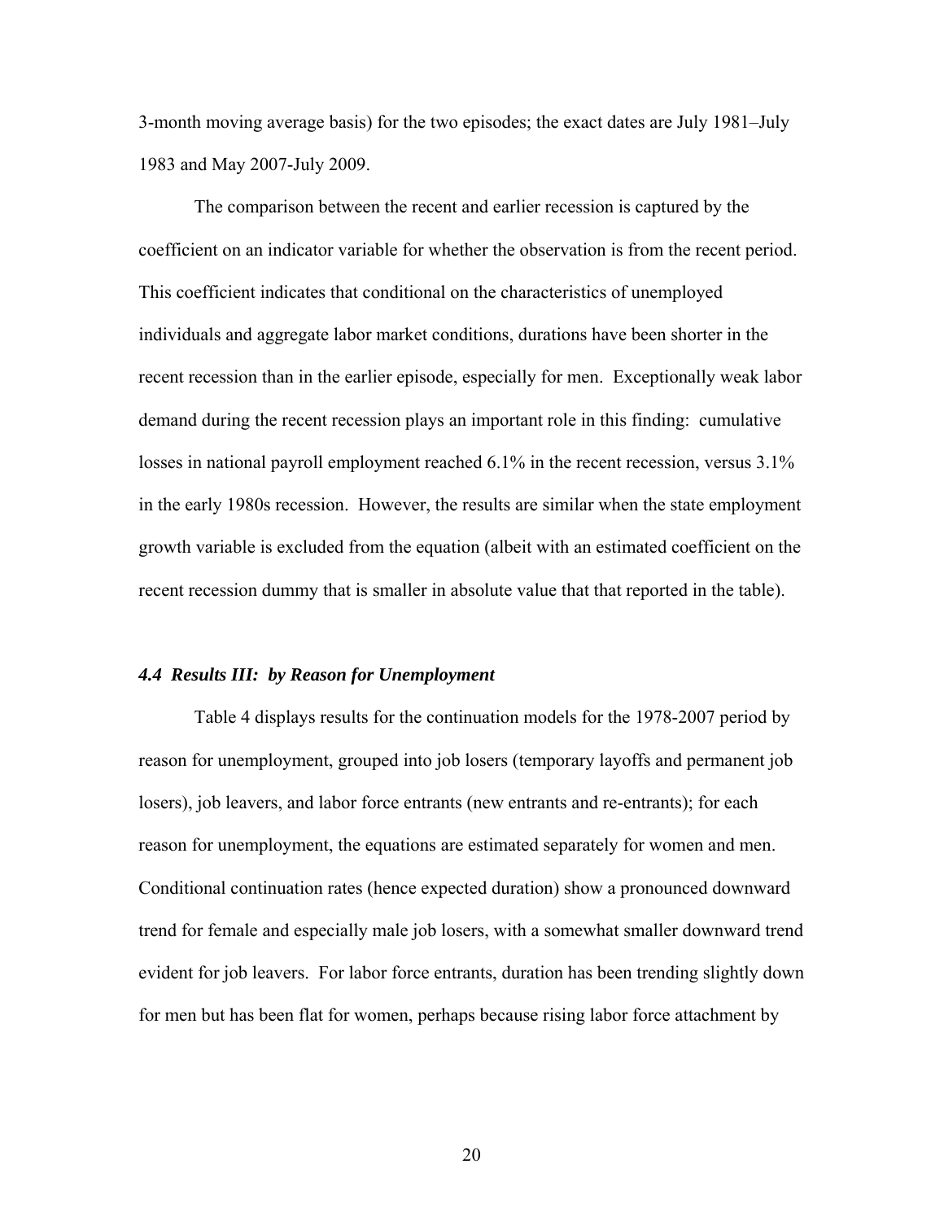3-month moving average basis) for the two episodes; the exact dates are July 1981–July 1983 and May 2007-July 2009.

The comparison between the recent and earlier recession is captured by the coefficient on an indicator variable for whether the observation is from the recent period. This coefficient indicates that conditional on the characteristics of unemployed individuals and aggregate labor market conditions, durations have been shorter in the recent recession than in the earlier episode, especially for men. Exceptionally weak labor demand during the recent recession plays an important role in this finding: cumulative losses in national payroll employment reached 6.1% in the recent recession, versus 3.1% in the early 1980s recession. However, the results are similar when the state employment growth variable is excluded from the equation (albeit with an estimated coefficient on the recent recession dummy that is smaller in absolute value that that reported in the table).

### *4.4 Results III: by Reason for Unemployment*

Table 4 displays results for the continuation models for the 1978-2007 period by reason for unemployment, grouped into job losers (temporary layoffs and permanent job losers), job leavers, and labor force entrants (new entrants and re-entrants); for each reason for unemployment, the equations are estimated separately for women and men. Conditional continuation rates (hence expected duration) show a pronounced downward trend for female and especially male job losers, with a somewhat smaller downward trend evident for job leavers. For labor force entrants, duration has been trending slightly down for men but has been flat for women, perhaps because rising labor force attachment by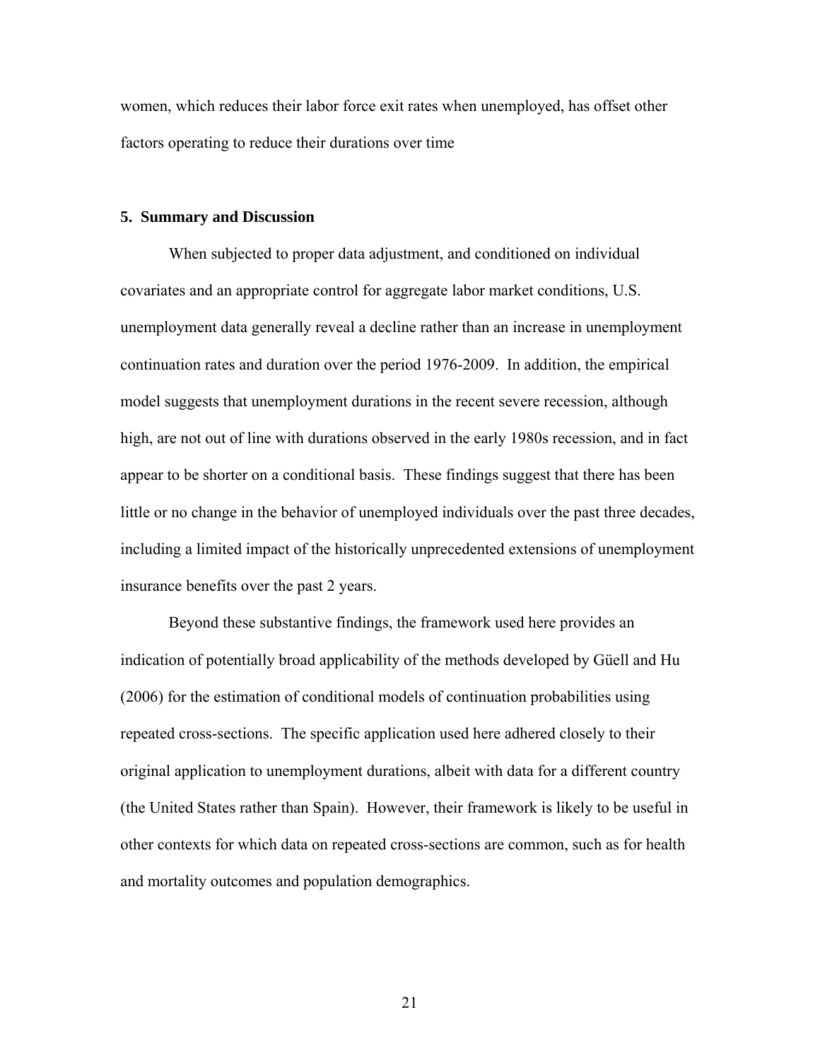women, which reduces their labor force exit rates when unemployed, has offset other factors operating to reduce their durations over time

## 5. Summary and Discussion

When subjected to proper data adjustment, and conditioned on individual covariates and an appropriate control for aggregate labor market conditions, U.S. unemployment data generally reveal a decline rather than an increase in unemployment continuation rates and duration over the period 1976-2009. In addition, the empirical model suggests that unemployment durations in the recent severe recession, although high, are not out of line with durations observed in the early 1980s recession, and in fact appear to be shorter on a conditional basis. These findings suggest that there has been little or no change in the behavior of unemployed individuals over the past three decades, including a limited impact of the historically unprecedented extensions of unemployment insurance benefits over the past 2 years.

Beyond these substantive findings, the framework used here provides an indication of potentially broad applicability of the methods developed by Güell and Hu (2006) for the estimation of conditional models of continuation probabilities using repeated cross-sections. The specific application used here adhered closely to their original application to unemployment durations, albeit with data for a different country (the United States rather than Spain). However, their framework is likely to be useful in other contexts for which data on repeated cross-sections are common, such as for health and mortality outcomes and population demographics.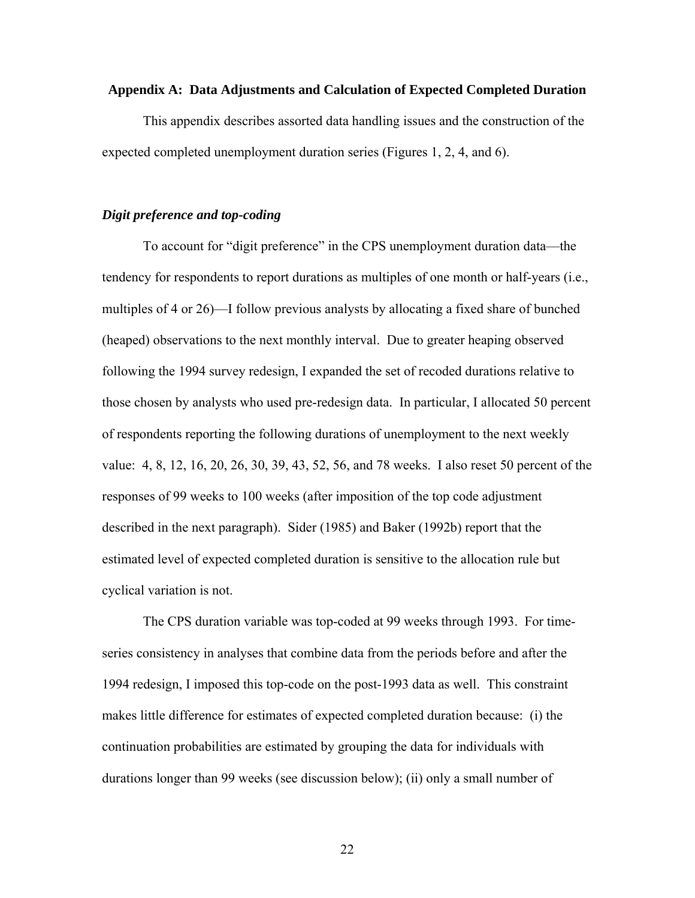## Appendix A: Data Adjustments and Calculation of Expected Completed Duration

This appendix describes assorted data handling issues and the construction of the expected completed unemployment duration series (Figures 1, 2, 4, and 6).

### *Digit preference and top-coding*

To account for "digit preference" in the CPS unemployment duration data—the tendency for respondents to report durations as multiples of one month or half-years (i.e., multiples of 4 or 26)—I follow previous analysts by allocating a fixed share of bunched (heaped) observations to the next monthly interval. Due to greater heaping observed following the 1994 survey redesign, I expanded the set of recoded durations relative to those chosen by analysts who used pre-redesign data. In particular, I allocated 50 percent of respondents reporting the following durations of unemployment to the next weekly value: 4, 8, 12, 16, 20, 26, 30, 39, 43, 52, 56, and 78 weeks. I also reset 50 percent of the responses of 99 weeks to 100 weeks (after imposition of the top code adjustment described in the next paragraph). Sider (1985) and Baker (1992b) report that the estimated level of expected completed duration is sensitive to the allocation rule but cyclical variation is not.

The CPS duration variable was top-coded at 99 weeks through 1993. For time-series consistency in analyses that combine data from the periods before and after the 1994 redesign, I imposed this top-code on the post-1993 data as well. This constraint makes little difference for estimates of expected completed duration because: (i) the continuation probabilities are estimated by grouping the data for individuals with durations longer than 99 weeks (see discussion below); (ii) only a small number of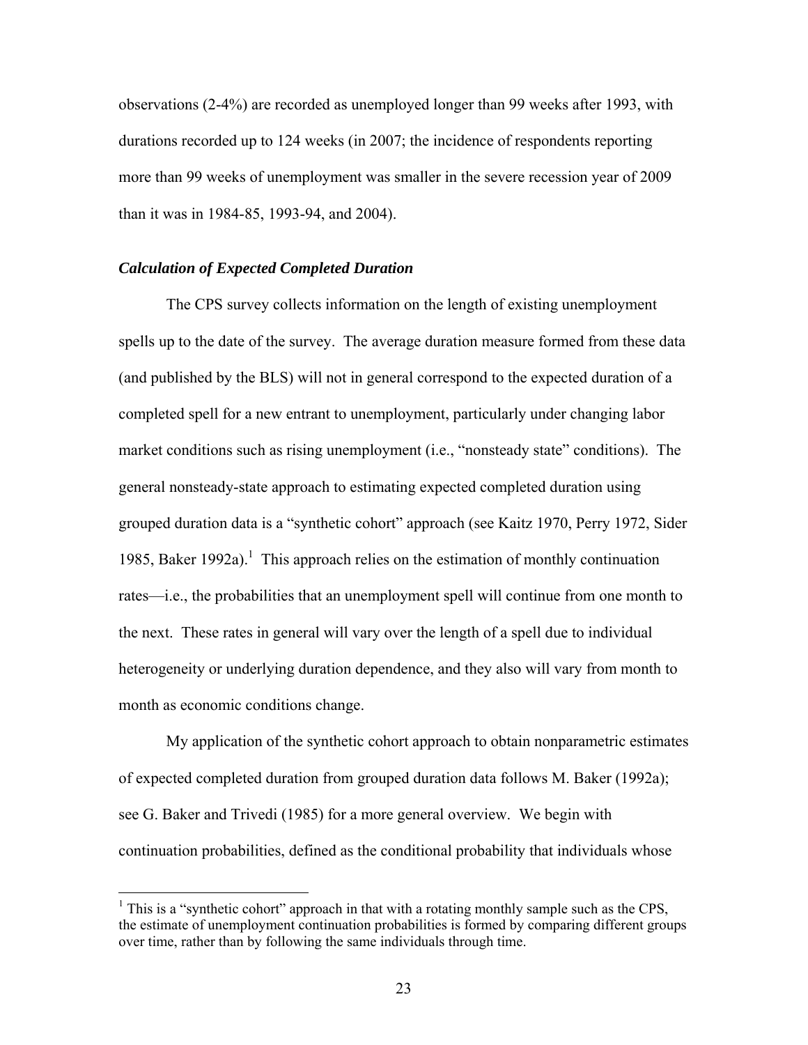observations (2-4%) are recorded as unemployed longer than 99 weeks after 1993, with durations recorded up to 124 weeks (in 2007; the incidence of respondents reporting more than 99 weeks of unemployment was smaller in the severe recession year of 2009 than it was in 1984-85, 1993-94, and 2004).

### *Calculation of Expected Completed Duration*

The CPS survey collects information on the length of existing unemployment spells up to the date of the survey. The average duration measure formed from these data (and published by the BLS) will not in general correspond to the expected duration of a completed spell for a new entrant to unemployment, particularly under changing labor market conditions such as rising unemployment (i.e., "nonsteady state" conditions). The general nonsteady-state approach to estimating expected completed duration using grouped duration data is a "synthetic cohort" approach (see Kaitz 1970, Perry 1972, Sider 1985, Baker 1992a).[1] This approach relies on the estimation of monthly continuation rates—i.e., the probabilities that an unemployment spell will continue from one month to the next. These rates in general will vary over the length of a spell due to individual heterogeneity or underlying duration dependence, and they also will vary from month to month as economic conditions change.

My application of the synthetic cohort approach to obtain nonparametric estimates of expected completed duration from grouped duration data follows M. Baker (1992a); see G. Baker and Trivedi (1985) for a more general overview. We begin with continuation probabilities, defined as the conditional probability that individuals whose

[1] This is a "synthetic cohort" approach in that with a rotating monthly sample such as the CPS, the estimate of unemployment continuation probabilities is formed by comparing different groups over time, rather than by following the same individuals through time.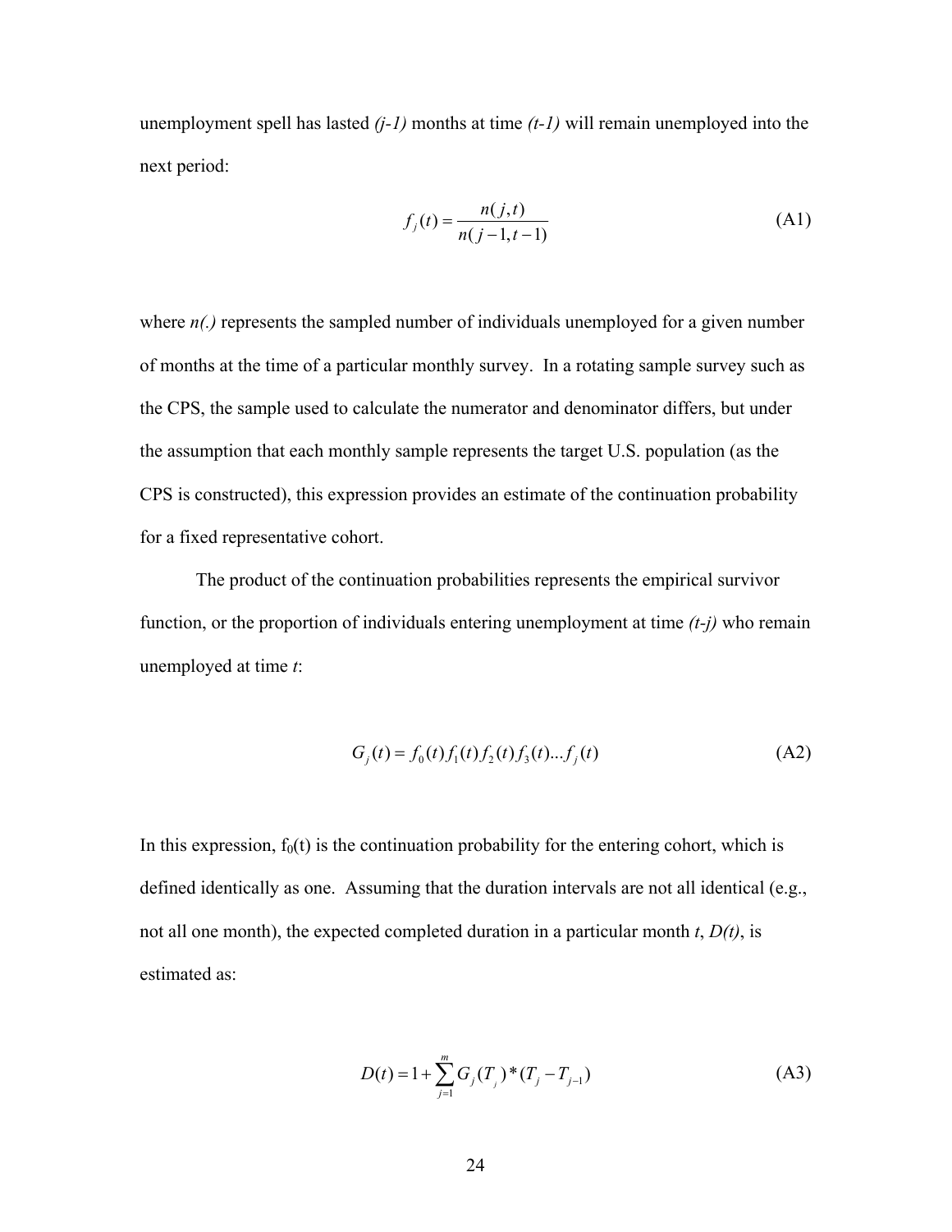unemployment spell has lasted *(j-1)* months at time *(t-1)* will remain unemployed into the next period:

$$f_j(t) = \frac{n(j,t)}{n(j-1,t-1)} \tag{A1}$$

where *n(.)* represents the sampled number of individuals unemployed for a given number of months at the time of a particular monthly survey. In a rotating sample survey such as the CPS, the sample used to calculate the numerator and denominator differs, but under the assumption that each monthly sample represents the target U.S. population (as the CPS is constructed), this expression provides an estimate of the continuation probability for a fixed representative cohort.

The product of the continuation probabilities represents the empirical survivor function, or the proportion of individuals entering unemployment at time *(t-j)* who remain unemployed at time *t*:

$$G_j(t) = f_0(t) f_1(t) f_2(t) f_3(t) \ldots f_j(t) \tag{A2}$$

In this expression, $f_0(t)$ is the continuation probability for the entering cohort, which is defined identically as one. Assuming that the duration intervals are not all identical (e.g., not all one month), the expected completed duration in a particular month *t*, *D(t)*, is estimated as:

$$D(t) = 1 + \sum_{j=1}^{m} G_j(T_j) * (T_j - T_{j-1}) \tag{A3}$$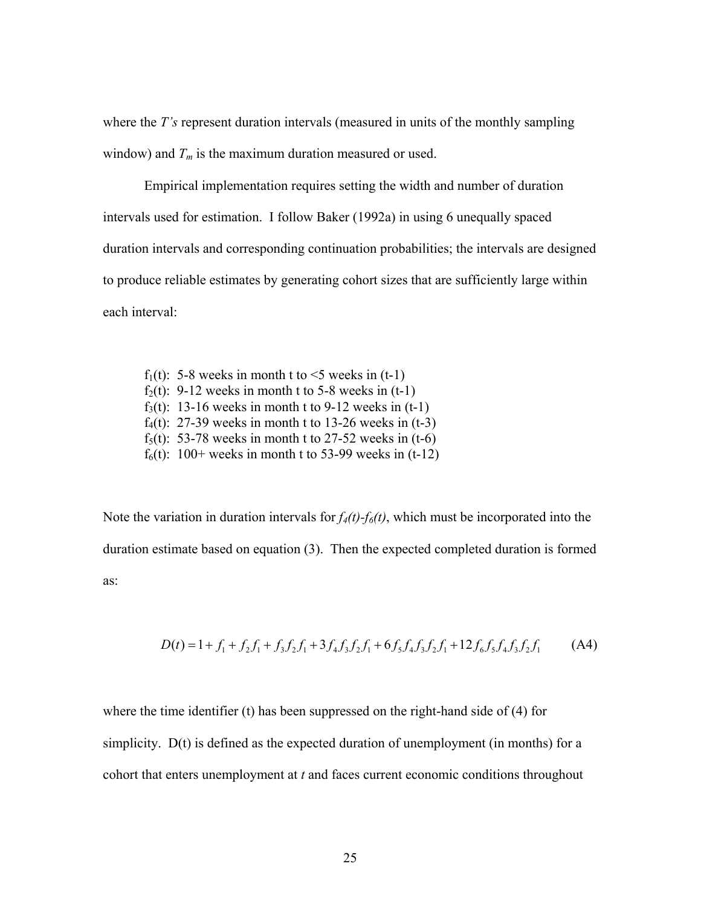where the *T's* represent duration intervals (measured in units of the monthly sampling window) and $T_m$ is the maximum duration measured or used.

Empirical implementation requires setting the width and number of duration intervals used for estimation. I follow Baker (1992a) in using 6 unequally spaced duration intervals and corresponding continuation probabilities; the intervals are designed to produce reliable estimates by generating cohort sizes that are sufficiently large within each interval:

$f_1(t)$: 5-8 weeks in month t to <5 weeks in (t-1)
$f_2(t)$: 9-12 weeks in month t to 5-8 weeks in (t-1)
$f_3(t)$: 13-16 weeks in month t to 9-12 weeks in (t-1)
$f_4(t)$: 27-39 weeks in month t to 13-26 weeks in (t-3)
$f_5(t)$: 53-78 weeks in month t to 27-52 weeks in (t-6)
$f_6(t)$: 100+ weeks in month t to 53-99 weeks in (t-12)

Note the variation in duration intervals for $f_4(t)$-$f_6(t)$, which must be incorporated into the duration estimate based on equation (3). Then the expected completed duration is formed as:

$$D(t) = 1 + f_1 + f_2 f_1 + f_3 f_2 f_1 + 3 f_4 f_3 f_2 f_1 + 6 f_5 f_4 f_3 f_2 f_1 + 12 f_6 f_5 f_4 f_3 f_2 f_1 \qquad \text{(A4)}$$

where the time identifier (t) has been suppressed on the right-hand side of (4) for simplicity. D(t) is defined as the expected duration of unemployment (in months) for a cohort that enters unemployment at *t* and faces current economic conditions throughout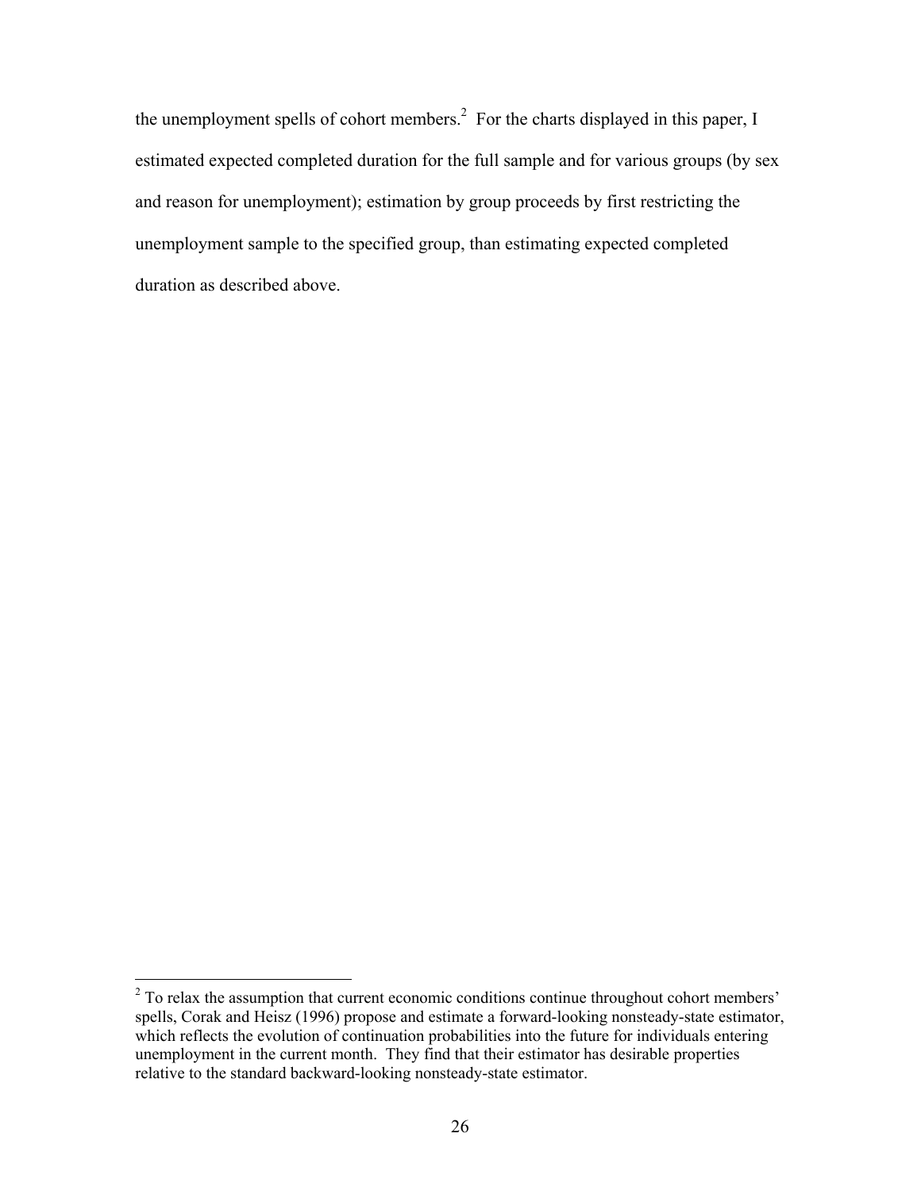the unemployment spells of cohort members.[2] For the charts displayed in this paper, I estimated expected completed duration for the full sample and for various groups (by sex and reason for unemployment); estimation by group proceeds by first restricting the unemployment sample to the specified group, than estimating expected completed duration as described above.

---

[2] To relax the assumption that current economic conditions continue throughout cohort members' spells, Corak and Heisz (1996) propose and estimate a forward-looking nonsteady-state estimator, which reflects the evolution of continuation probabilities into the future for individuals entering unemployment in the current month. They find that their estimator has desirable properties relative to the standard backward-looking nonsteady-state estimator.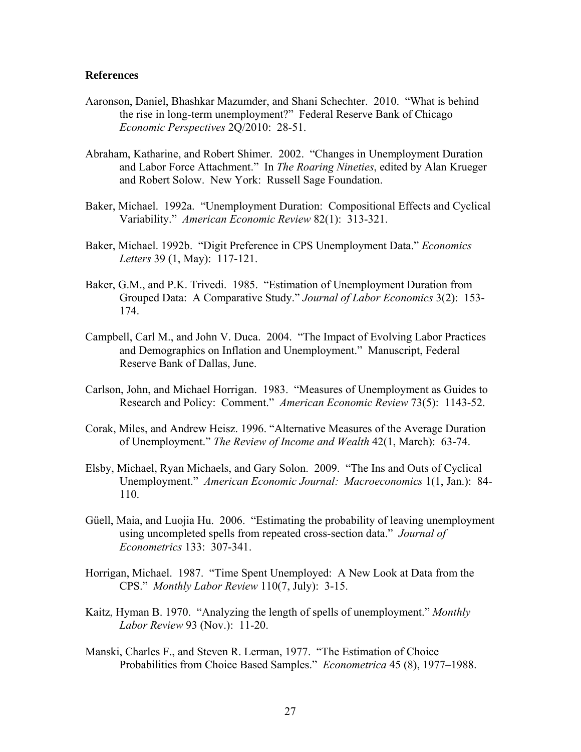## References

Aaronson, Daniel, Bhashkar Mazumder, and Shani Schechter. 2010. "What is behind the rise in long-term unemployment?" Federal Reserve Bank of Chicago *Economic Perspectives* 2Q/2010: 28-51.

Abraham, Katharine, and Robert Shimer. 2002. "Changes in Unemployment Duration and Labor Force Attachment." In *The Roaring Nineties*, edited by Alan Krueger and Robert Solow. New York: Russell Sage Foundation.

Baker, Michael. 1992a. "Unemployment Duration: Compositional Effects and Cyclical Variability." *American Economic Review* 82(1): 313-321.

Baker, Michael. 1992b. "Digit Preference in CPS Unemployment Data." *Economics Letters* 39 (1, May): 117-121.

Baker, G.M., and P.K. Trivedi. 1985. "Estimation of Unemployment Duration from Grouped Data: A Comparative Study." *Journal of Labor Economics* 3(2): 153-174.

Campbell, Carl M., and John V. Duca. 2004. "The Impact of Evolving Labor Practices and Demographics on Inflation and Unemployment." Manuscript, Federal Reserve Bank of Dallas, June.

Carlson, John, and Michael Horrigan. 1983. "Measures of Unemployment as Guides to Research and Policy: Comment." *American Economic Review* 73(5): 1143-52.

Corak, Miles, and Andrew Heisz. 1996. "Alternative Measures of the Average Duration of Unemployment." *The Review of Income and Wealth* 42(1, March): 63-74.

Elsby, Michael, Ryan Michaels, and Gary Solon. 2009. "The Ins and Outs of Cyclical Unemployment." *American Economic Journal: Macroeconomics* 1(1, Jan.): 84-110.

Güell, Maia, and Luojia Hu. 2006. "Estimating the probability of leaving unemployment using uncompleted spells from repeated cross-section data." *Journal of Econometrics* 133: 307-341.

Horrigan, Michael. 1987. "Time Spent Unemployed: A New Look at Data from the CPS." *Monthly Labor Review* 110(7, July): 3-15.

Kaitz, Hyman B. 1970. "Analyzing the length of spells of unemployment." *Monthly Labor Review* 93 (Nov.): 11-20.

Manski, Charles F., and Steven R. Lerman, 1977. "The Estimation of Choice Probabilities from Choice Based Samples." *Econometrica* 45 (8), 1977–1988.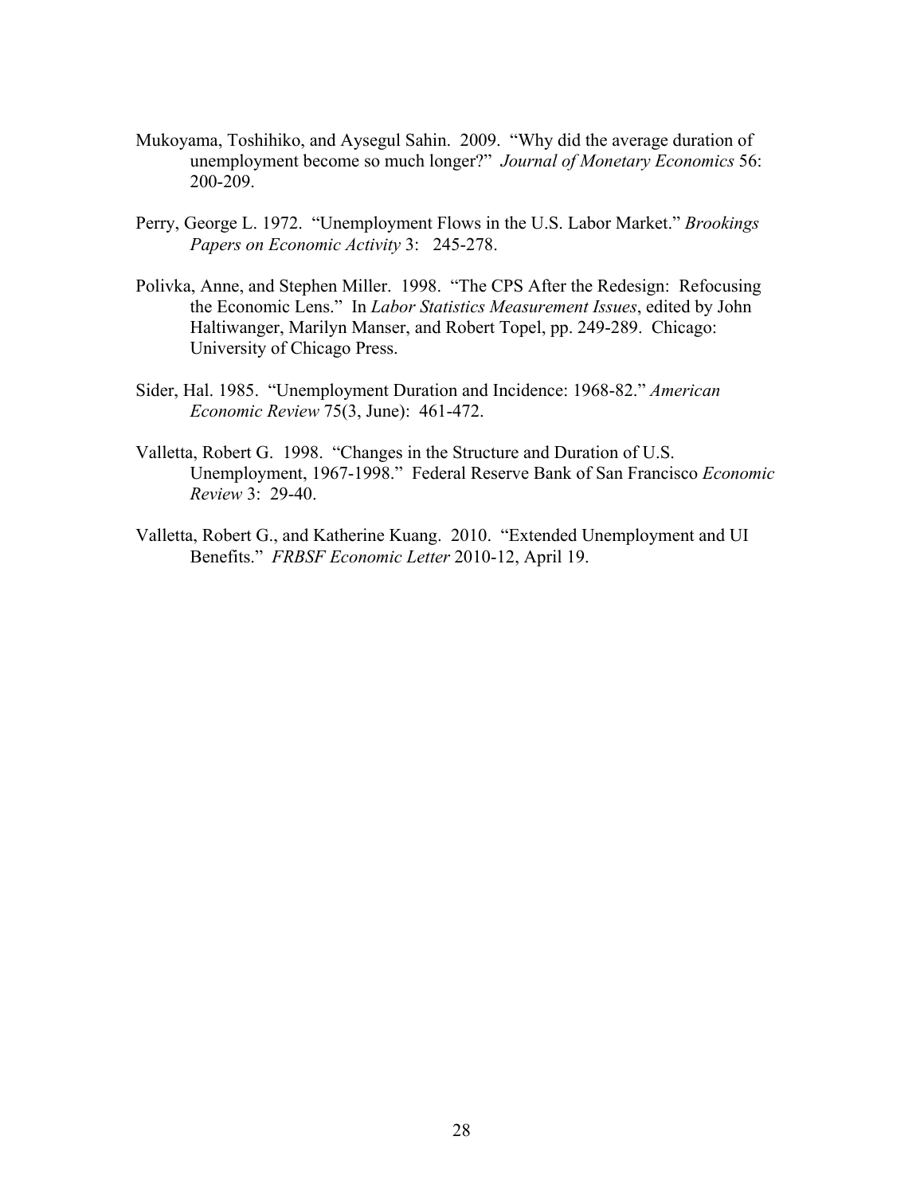Mukoyama, Toshihiko, and Aysegul Sahin. 2009. "Why did the average duration of unemployment become so much longer?" *Journal of Monetary Economics* 56: 200-209.

Perry, George L. 1972. "Unemployment Flows in the U.S. Labor Market." *Brookings Papers on Economic Activity* 3: 245-278.

Polivka, Anne, and Stephen Miller. 1998. "The CPS After the Redesign: Refocusing the Economic Lens." In *Labor Statistics Measurement Issues*, edited by John Haltiwanger, Marilyn Manser, and Robert Topel, pp. 249-289. Chicago: University of Chicago Press.

Sider, Hal. 1985. "Unemployment Duration and Incidence: 1968-82." *American Economic Review* 75(3, June): 461-472.

Valletta, Robert G. 1998. "Changes in the Structure and Duration of U.S. Unemployment, 1967-1998." Federal Reserve Bank of San Francisco *Economic Review* 3: 29-40.

Valletta, Robert G., and Katherine Kuang. 2010. "Extended Unemployment and UI Benefits." *FRBSF Economic Letter* 2010-12, April 19.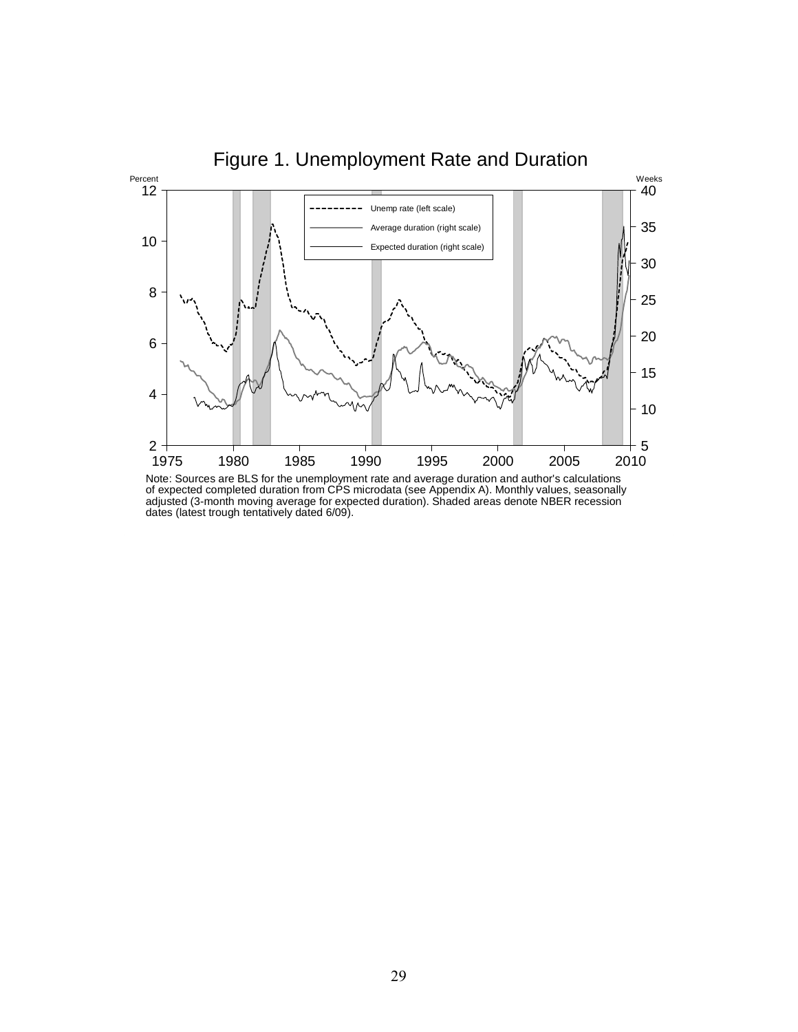# Figure 1. Unemployment Rate and Duration

Note: Sources are BLS for the unemployment rate and average duration and author's calculations of expected completed duration from CPS microdata (see Appendix A). Monthly values, seasonally adjusted (3-month moving average for expected duration). Shaded areas denote NBER recession dates (latest trough tentatively dated 6/09).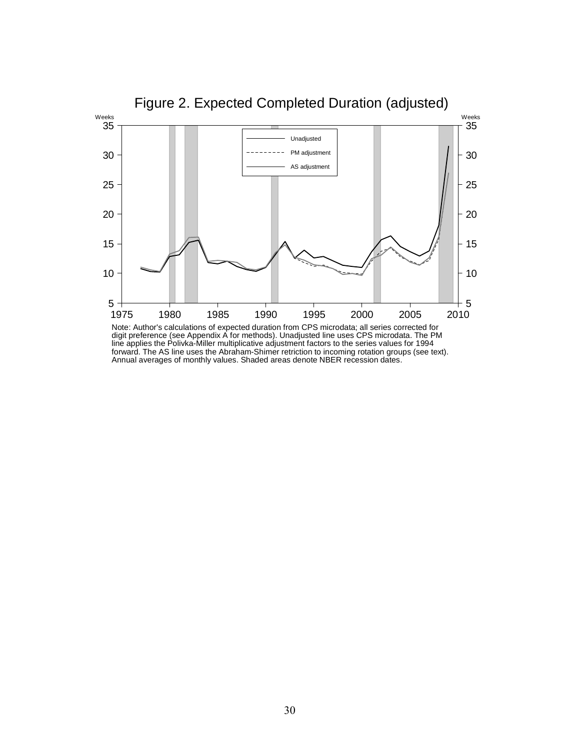Figure 2. Expected Completed Duration (adjusted)

Note: Author's calculations of expected duration from CPS microdata; all series corrected for digit preference (see Appendix A for methods). Unadjusted line uses CPS microdata. The PM line applies the Polivka-Miller multiplicative adjustment factors to the series values for 1994 forward. The AS line uses the Abraham-Shimer retriction to incoming rotation groups (see text). Annual averages of monthly values. Shaded areas denote NBER recession dates.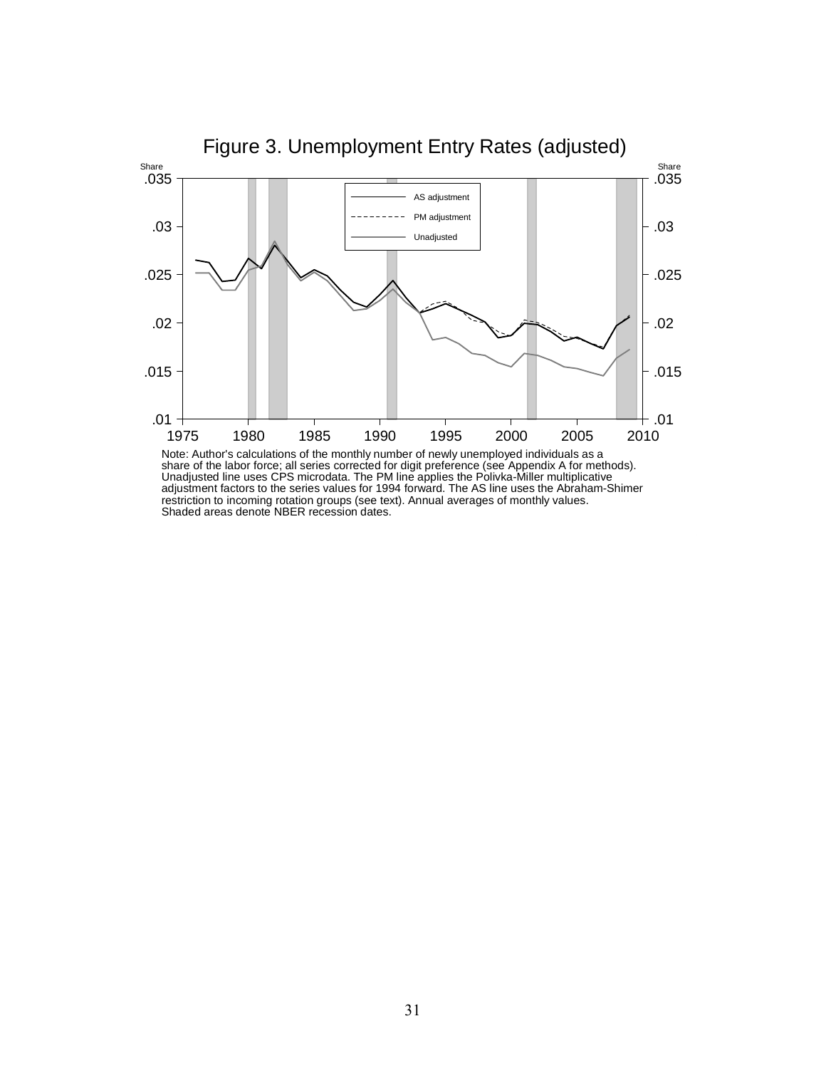Figure 3. Unemployment Entry Rates (adjusted)

Note: Author's calculations of the monthly number of newly unemployed individuals as a share of the labor force; all series corrected for digit preference (see Appendix A for methods). Unadjusted line uses CPS microdata. The PM line applies the Polivka-Miller multiplicative adjustment factors to the series values for 1994 forward. The AS line uses the Abraham-Shimer restriction to incoming rotation groups (see text). Annual averages of monthly values. Shaded areas denote NBER recession dates.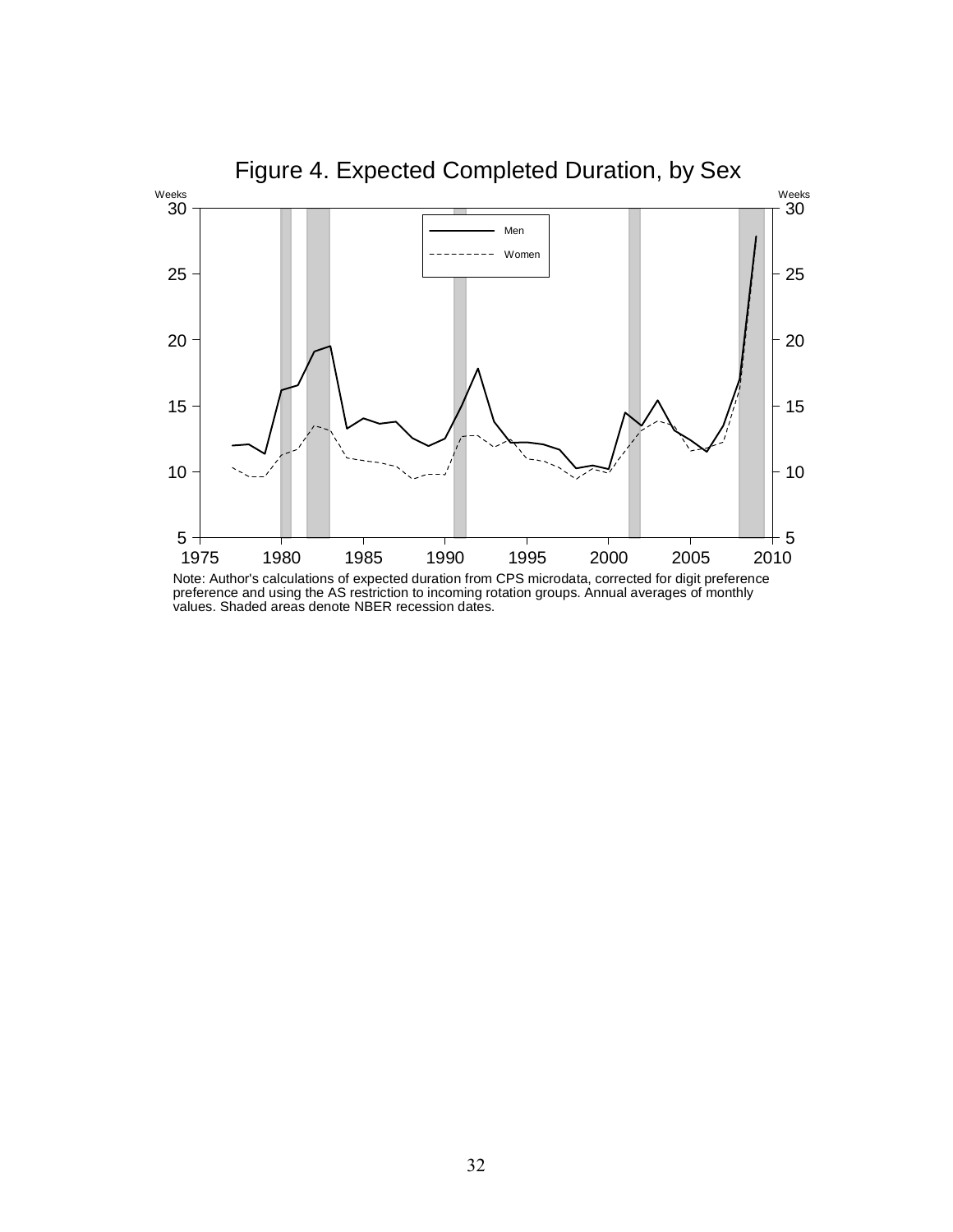Figure 4. Expected Completed Duration, by Sex

Note: Author's calculations of expected duration from CPS microdata, corrected for digit preference preference and using the AS restriction to incoming rotation groups. Annual averages of monthly values. Shaded areas denote NBER recession dates.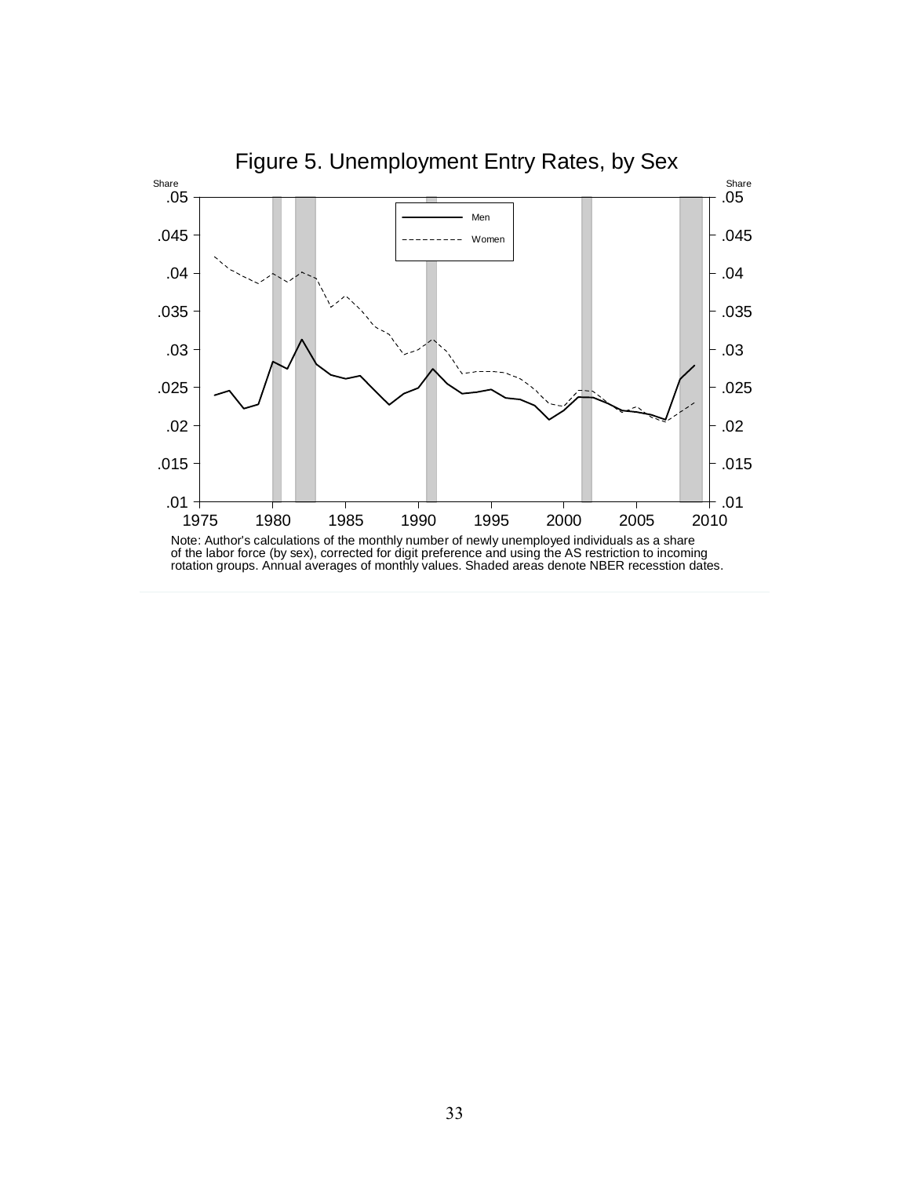Figure 5. Unemployment Entry Rates, by Sex

Note: Author's calculations of the monthly number of newly unemployed individuals as a share of the labor force (by sex), corrected for digit preference and using the AS restriction to incoming rotation groups. Annual averages of monthly values. Shaded areas denote NBER recesstion dates.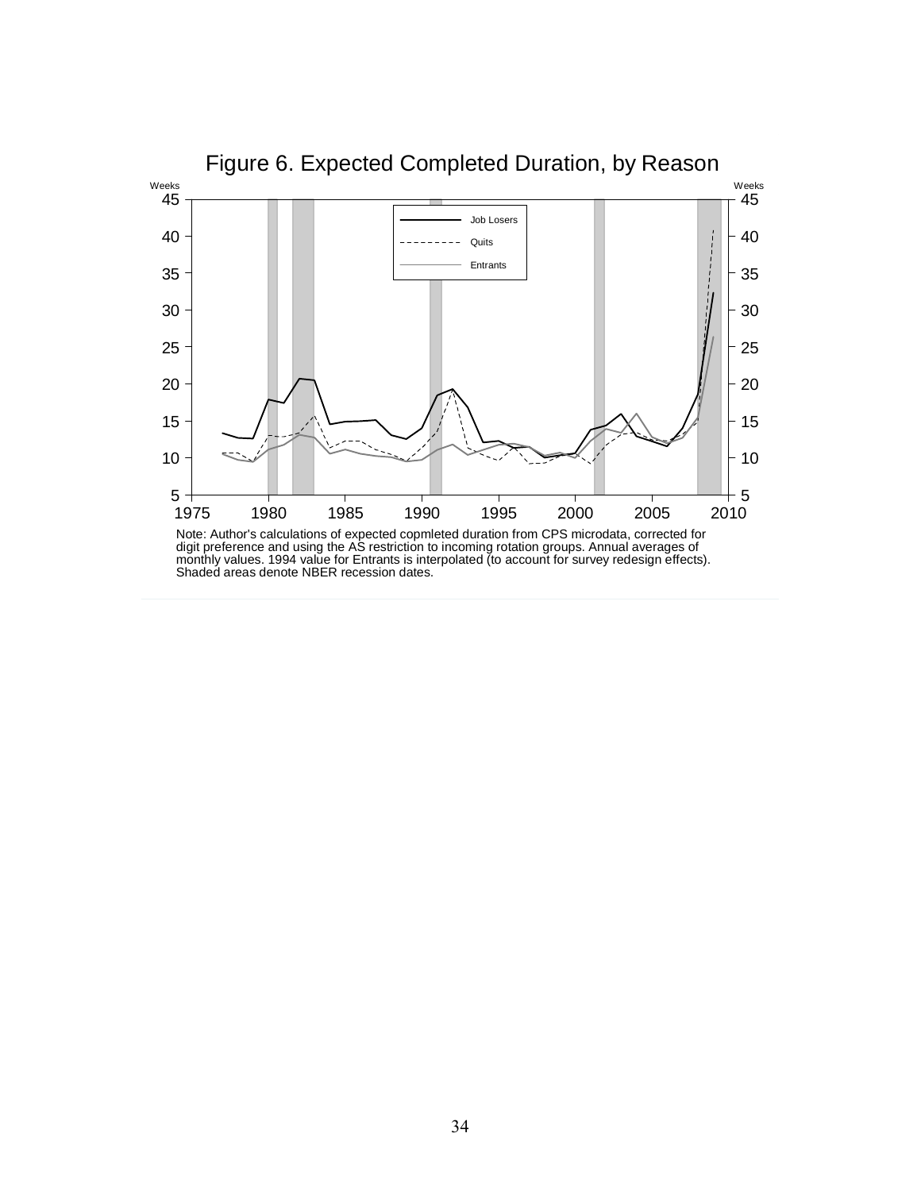Figure 6. Expected Completed Duration, by Reason

Note: Author's calculations of expected copmleted duration from CPS microdata, corrected for digit preference and using the AS restriction to incoming rotation groups. Annual averages of monthly values. 1994 value for Entrants is interpolated (to account for survey redesign effects). Shaded areas denote NBER recession dates.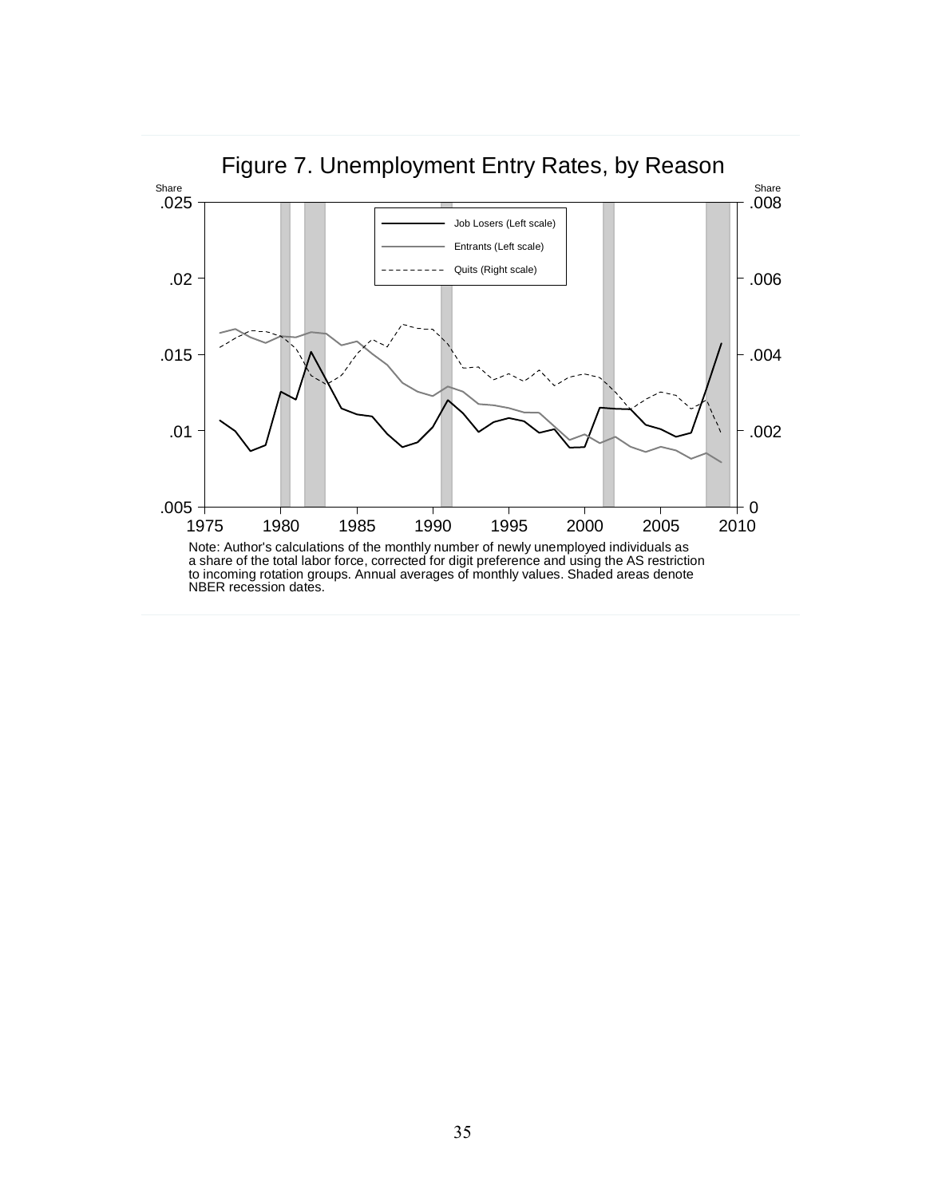# Figure 7. Unemployment Entry Rates, by Reason

Note: Author's calculations of the monthly number of newly unemployed individuals as a share of the total labor force, corrected for digit preference and using the AS restriction to incoming rotation groups. Annual averages of monthly values. Shaded areas denote NBER recession dates.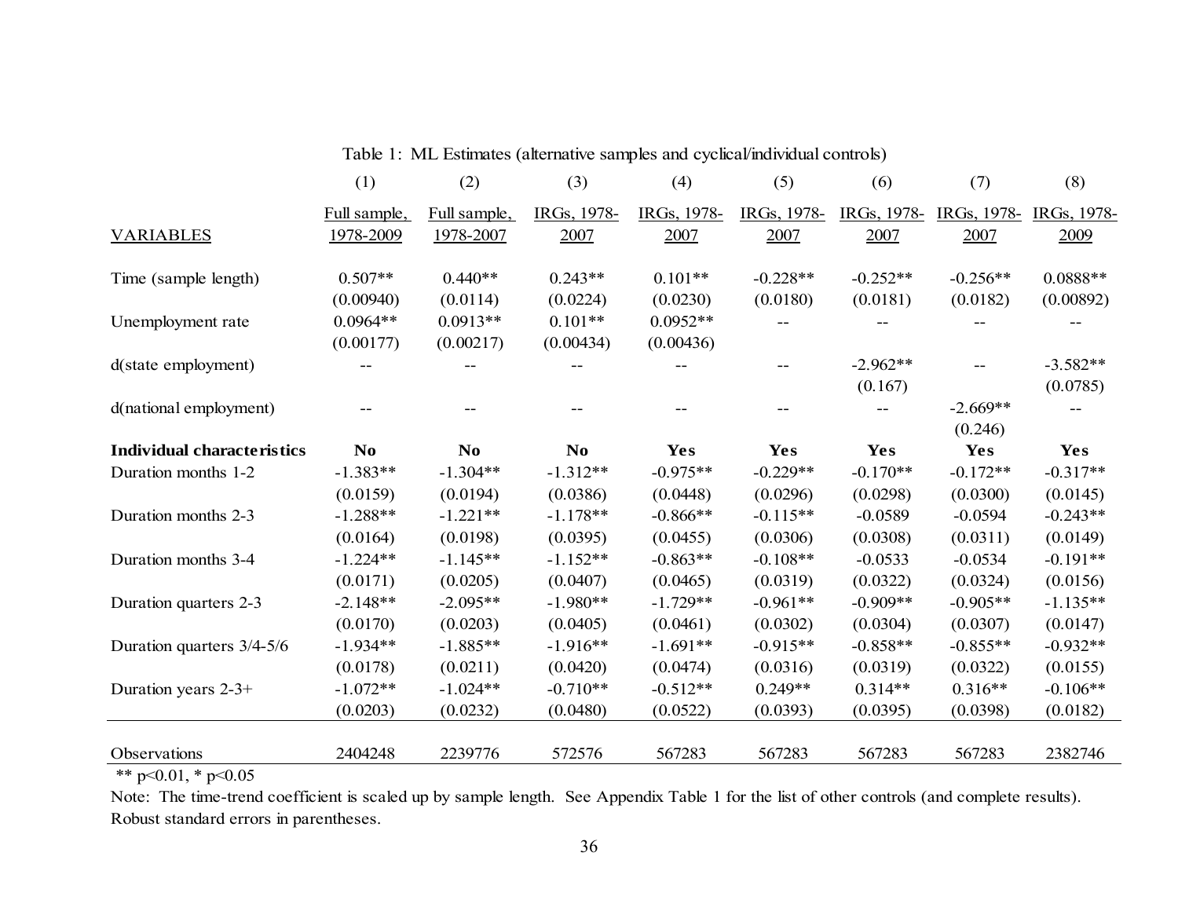Table 1: ML Estimates (alternative samples and cyclical/individual controls)

| | (1) | (2) | (3) | (4) | (5) | (6) | (7) | (8) |
|---|---|---|---|---|---|---|---|---|
| VARIABLES | Full sample, 1978-2009 | Full sample, 1978-2007 | IRGs, 1978-2007 | IRGs, 1978-2007 | IRGs, 1978-2007 | IRGs, 1978-2007 | IRGs, 1978-2007 | IRGs, 1978-2009 |
| Time (sample length) | 0.507** | 0.440** | 0.243** | 0.101** | -0.228** | -0.252** | -0.256** | 0.0888** |
| | (0.00940) | (0.0114) | (0.0224) | (0.0230) | (0.0180) | (0.0181) | (0.0182) | (0.00892) |
| Unemployment rate | 0.0964** | 0.0913** | 0.101** | 0.0952** | -- | -- | -- | -- |
| | (0.00177) | (0.00217) | (0.00434) | (0.00436) | | | | |
| d(state employment) | -- | -- | -- | -- | -- | -2.962** | -- | -3.582** |
| | | | | | | (0.167) | | (0.0785) |
| d(national employment) | -- | -- | -- | -- | -- | -- | -2.669** | -- |
| | | | | | | | (0.246) | |
| **Individual characteristics** | **No** | **No** | **No** | **Yes** | **Yes** | **Yes** | **Yes** | **Yes** |
| Duration months 1-2 | -1.383** | -1.304** | -1.312** | -0.975** | -0.229** | -0.170** | -0.172** | -0.317** |
| | (0.0159) | (0.0194) | (0.0386) | (0.0448) | (0.0296) | (0.0298) | (0.0300) | (0.0145) |
| Duration months 2-3 | -1.288** | -1.221** | -1.178** | -0.866** | -0.115** | -0.0589 | -0.0594 | -0.243** |
| | (0.0164) | (0.0198) | (0.0395) | (0.0455) | (0.0306) | (0.0308) | (0.0311) | (0.0149) |
| Duration months 3-4 | -1.224** | -1.145** | -1.152** | -0.863** | -0.108** | -0.0533 | -0.0534 | -0.191** |
| | (0.0171) | (0.0205) | (0.0407) | (0.0465) | (0.0319) | (0.0322) | (0.0324) | (0.0156) |
| Duration quarters 2-3 | -2.148** | -2.095** | -1.980** | -1.729** | -0.961** | -0.909** | -0.905** | -1.135** |
| | (0.0170) | (0.0203) | (0.0405) | (0.0461) | (0.0302) | (0.0304) | (0.0307) | (0.0147) |
| Duration quarters 3/4-5/6 | -1.934** | -1.885** | -1.916** | -1.691** | -0.915** | -0.858** | -0.855** | -0.932** |
| | (0.0178) | (0.0211) | (0.0420) | (0.0474) | (0.0316) | (0.0319) | (0.0322) | (0.0155) |
| Duration years 2-3+ | -1.072** | -1.024** | -0.710** | -0.512** | 0.249** | 0.314** | 0.316** | -0.106** |
| | (0.0203) | (0.0232) | (0.0480) | (0.0522) | (0.0393) | (0.0395) | (0.0398) | (0.0182) |
| Observations | 2404248 | 2239776 | 572576 | 567283 | 567283 | 567283 | 567283 | 2382746 |

** p<0.01, * p<0.05

Note: The time-trend coefficient is scaled up by sample length. See Appendix Table 1 for the list of other controls (and complete results). Robust standard errors in parentheses.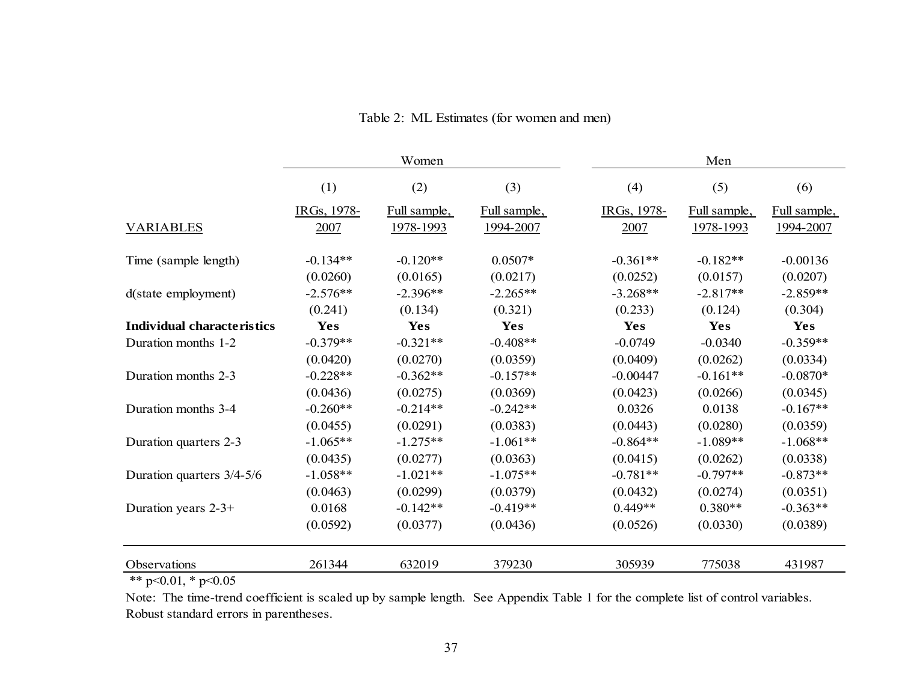Table 2: ML Estimates (for women and men)

| | Women | | | Men | | |
|---|---|---|---|---|---|---|
| | (1) | (2) | (3) | (4) | (5) | (6) |
| VARIABLES | IRGs, 1978-2007 | Full sample, 1978-1993 | Full sample, 1994-2007 | IRGs, 1978-2007 | Full sample, 1978-1993 | Full sample, 1994-2007 |
| Time (sample length) | -0.134** | -0.120** | 0.0507* | -0.361** | -0.182** | -0.00136 |
| | (0.0260) | (0.0165) | (0.0217) | (0.0252) | (0.0157) | (0.0207) |
| d(state employment) | -2.576** | -2.396** | -2.265** | -3.268** | -2.817** | -2.859** |
| | (0.241) | (0.134) | (0.321) | (0.233) | (0.124) | (0.304) |
| **Individual characteristics** | **Yes** | **Yes** | **Yes** | **Yes** | **Yes** | **Yes** |
| Duration months 1-2 | -0.379** | -0.321** | -0.408** | -0.0749 | -0.0340 | -0.359** |
| | (0.0420) | (0.0270) | (0.0359) | (0.0409) | (0.0262) | (0.0334) |
| Duration months 2-3 | -0.228** | -0.362** | -0.157** | -0.00447 | -0.161** | -0.0870* |
| | (0.0436) | (0.0275) | (0.0369) | (0.0423) | (0.0266) | (0.0345) |
| Duration months 3-4 | -0.260** | -0.214** | -0.242** | 0.0326 | 0.0138 | -0.167** |
| | (0.0455) | (0.0291) | (0.0383) | (0.0443) | (0.0280) | (0.0359) |
| Duration quarters 2-3 | -1.065** | -1.275** | -1.061** | -0.864** | -1.089** | -1.068** |
| | (0.0435) | (0.0277) | (0.0363) | (0.0415) | (0.0262) | (0.0338) |
| Duration quarters 3/4-5/6 | -1.058** | -1.021** | -1.075** | -0.781** | -0.797** | -0.873** |
| | (0.0463) | (0.0299) | (0.0379) | (0.0432) | (0.0274) | (0.0351) |
| Duration years 2-3+ | 0.0168 | -0.142** | -0.419** | 0.449** | 0.380** | -0.363** |
| | (0.0592) | (0.0377) | (0.0436) | (0.0526) | (0.0330) | (0.0389) |
| Observations | 261344 | 632019 | 379230 | 305939 | 775038 | 431987 |

** p<0.01, * p<0.05

Note: The time-trend coefficient is scaled up by sample length. See Appendix Table 1 for the complete list of control variables. Robust standard errors in parentheses.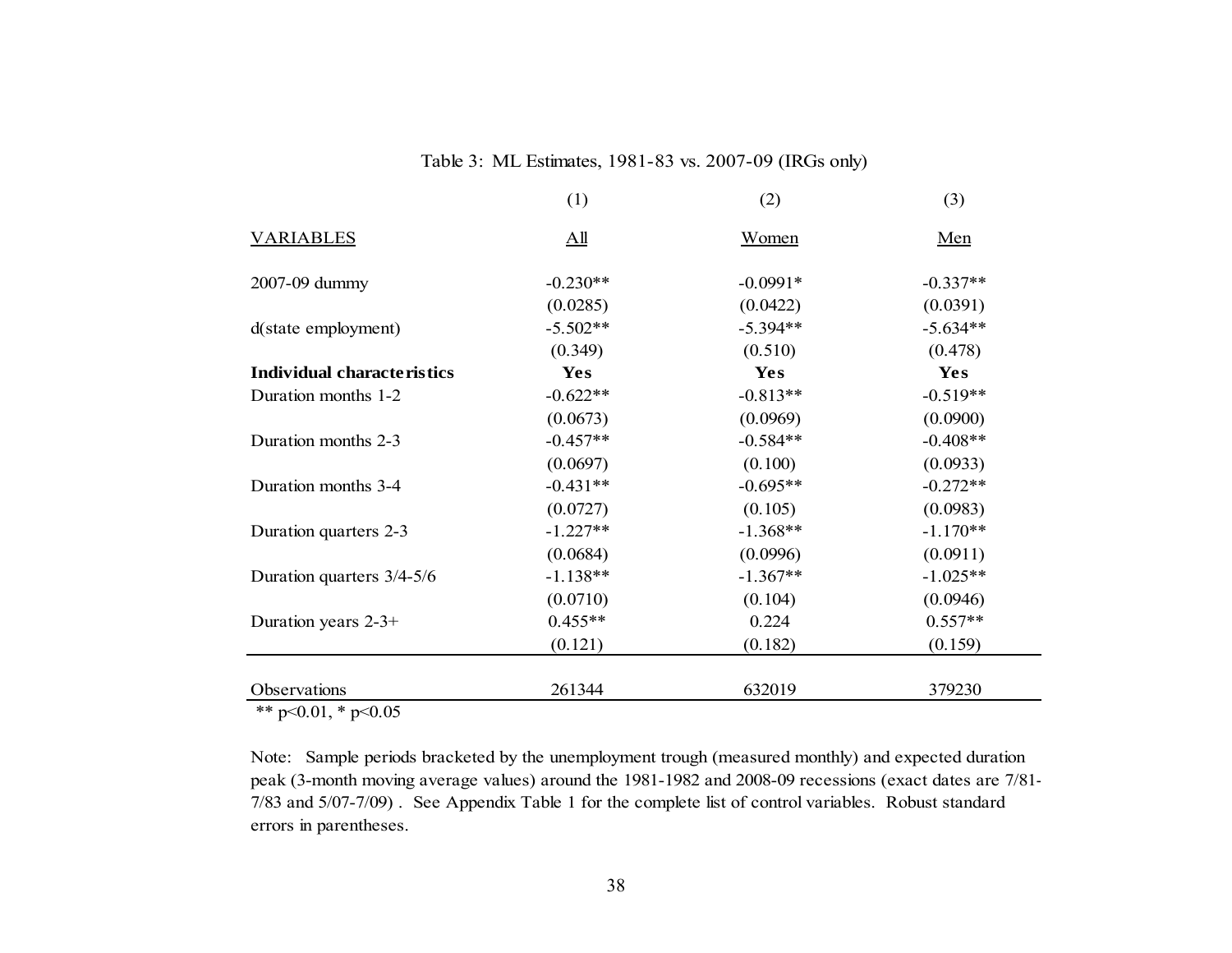Table 3: ML Estimates, 1981-83 vs. 2007-09 (IRGs only)

| | (1) | (2) | (3) |
|---|---|---|---|
| VARIABLES | All | Women | Men |
| 2007-09 dummy | -0.230** | -0.0991* | -0.337** |
| | (0.0285) | (0.0422) | (0.0391) |
| d(state employment) | -5.502** | -5.394** | -5.634** |
| | (0.349) | (0.510) | (0.478) |
| **Individual characteristics** | **Yes** | **Yes** | **Yes** |
| Duration months 1-2 | -0.622** | -0.813** | -0.519** |
| | (0.0673) | (0.0969) | (0.0900) |
| Duration months 2-3 | -0.457** | -0.584** | -0.408** |
| | (0.0697) | (0.100) | (0.0933) |
| Duration months 3-4 | -0.431** | -0.695** | -0.272** |
| | (0.0727) | (0.105) | (0.0983) |
| Duration quarters 2-3 | -1.227** | -1.368** | -1.170** |
| | (0.0684) | (0.0996) | (0.0911) |
| Duration quarters 3/4-5/6 | -1.138** | -1.367** | -1.025** |
| | (0.0710) | (0.104) | (0.0946) |
| Duration years 2-3+ | 0.455** | 0.224 | 0.557** |
| | (0.121) | (0.182) | (0.159) |
| Observations | 261344 | 632019 | 379230 |

** $p<0.01$, * $p<0.05$

Note: Sample periods bracketed by the unemployment trough (measured monthly) and expected duration peak (3-month moving average values) around the 1981-1982 and 2008-09 recessions (exact dates are 7/81-7/83 and 5/07-7/09) . See Appendix Table 1 for the complete list of control variables. Robust standard errors in parentheses.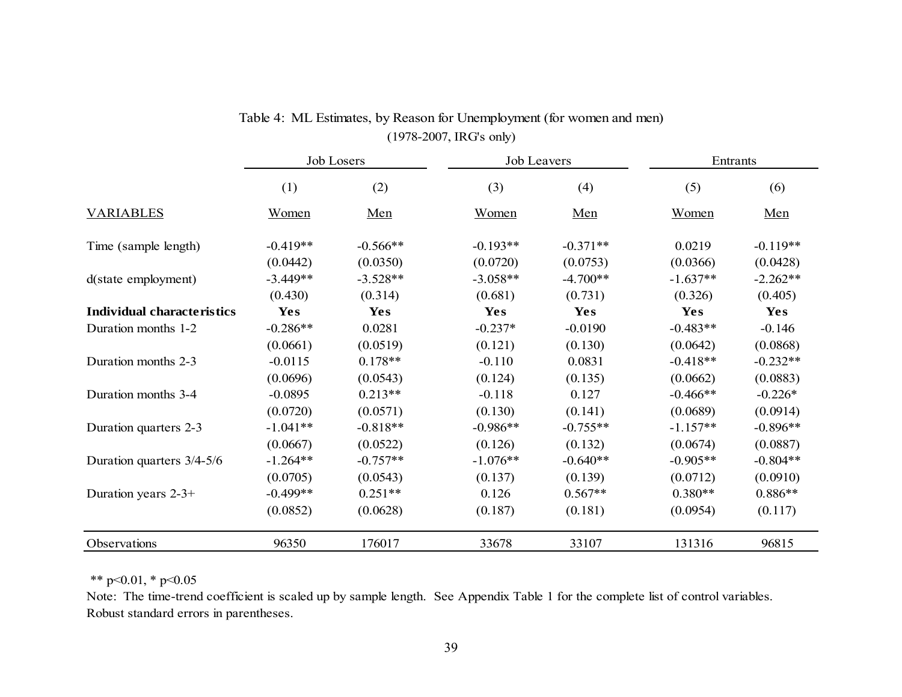Table 4: ML Estimates, by Reason for Unemployment (for women and men)
(1978-2007, IRG's only)

| | Job Losers | | Job Leavers | | Entrants | |
|---|---|---|---|---|---|---|
| | (1) | (2) | (3) | (4) | (5) | (6) |
| VARIABLES | Women | Men | Women | Men | Women | Men |
| Time (sample length) | -0.419** | -0.566** | -0.193** | -0.371** | 0.0219 | -0.119** |
| | (0.0442) | (0.0350) | (0.0720) | (0.0753) | (0.0366) | (0.0428) |
| d(state employment) | -3.449** | -3.528** | -3.058** | -4.700** | -1.637** | -2.262** |
| | (0.430) | (0.314) | (0.681) | (0.731) | (0.326) | (0.405) |
| **Individual characteristics** | **Yes** | **Yes** | **Yes** | **Yes** | **Yes** | **Yes** |
| Duration months 1-2 | -0.286** | 0.0281 | -0.237* | -0.0190 | -0.483** | -0.146 |
| | (0.0661) | (0.0519) | (0.121) | (0.130) | (0.0642) | (0.0868) |
| Duration months 2-3 | -0.0115 | 0.178** | -0.110 | 0.0831 | -0.418** | -0.232** |
| | (0.0696) | (0.0543) | (0.124) | (0.135) | (0.0662) | (0.0883) |
| Duration months 3-4 | -0.0895 | 0.213** | -0.118 | 0.127 | -0.466** | -0.226* |
| | (0.0720) | (0.0571) | (0.130) | (0.141) | (0.0689) | (0.0914) |
| Duration quarters 2-3 | -1.041** | -0.818** | -0.986** | -0.755** | -1.157** | -0.896** |
| | (0.0667) | (0.0522) | (0.126) | (0.132) | (0.0674) | (0.0887) |
| Duration quarters 3/4-5/6 | -1.264** | -0.757** | -1.076** | -0.640** | -0.905** | -0.804** |
| | (0.0705) | (0.0543) | (0.137) | (0.139) | (0.0712) | (0.0910) |
| Duration years 2-3+ | -0.499** | 0.251** | 0.126 | 0.567** | 0.380** | 0.886** |
| | (0.0852) | (0.0628) | (0.187) | (0.181) | (0.0954) | (0.117) |
| Observations | 96350 | 176017 | 33678 | 33107 | 131316 | 96815 |

** p<0.01, * p<0.05

Note: The time-trend coefficient is scaled up by sample length. See Appendix Table 1 for the complete list of control variables.
Robust standard errors in parentheses.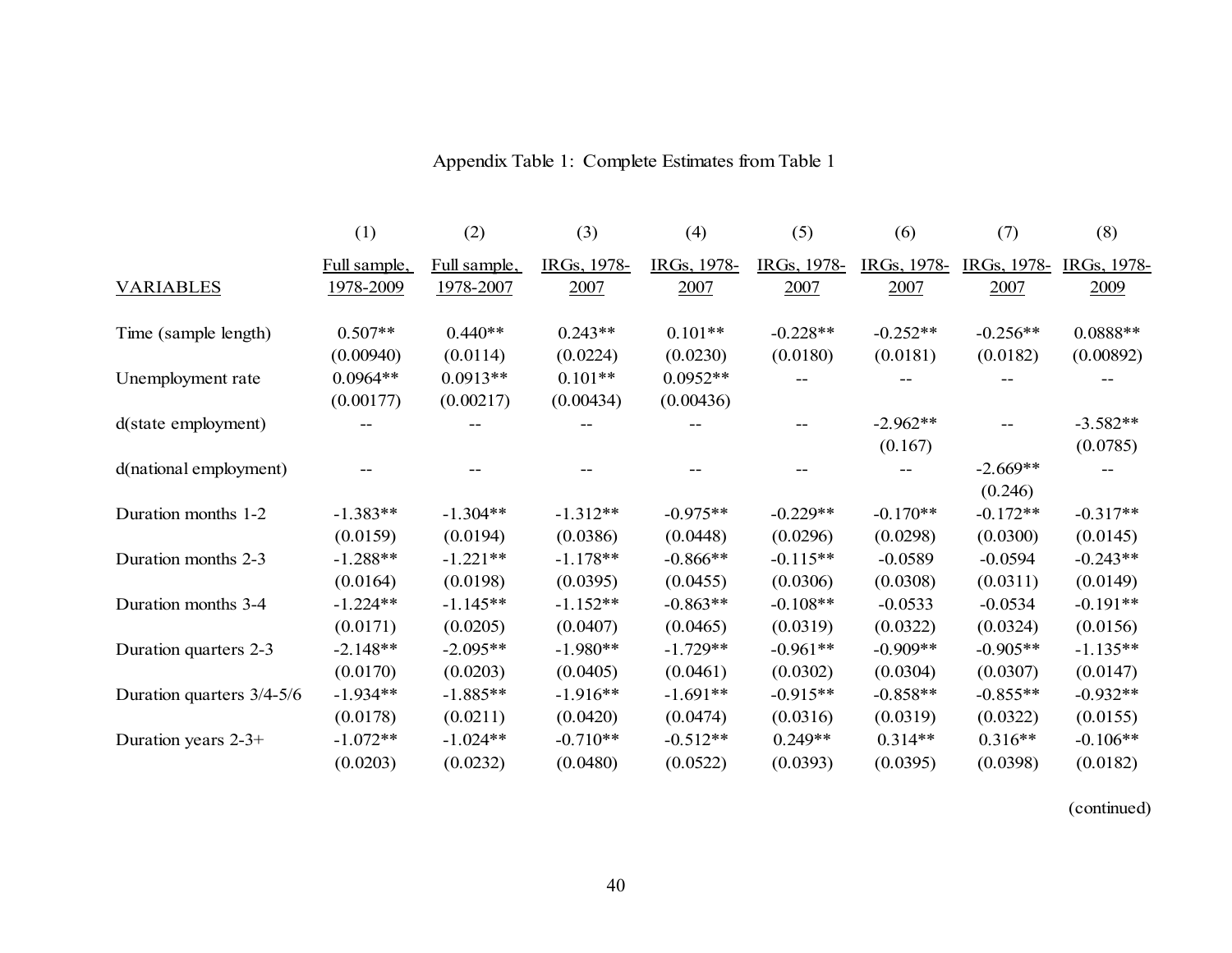Appendix Table 1: Complete Estimates from Table 1

| VARIABLES | (1) Full sample, 1978-2009 | (2) Full sample, 1978-2007 | (3) IRGs, 1978-2007 | (4) IRGs, 1978-2007 | (5) IRGs, 1978-2007 | (6) IRGs, 1978-2007 | (7) IRGs, 1978-2007 | (8) IRGs, 1978-2009 |
|---|---|---|---|---|---|---|---|---|
| Time (sample length) | 0.507** | 0.440** | 0.243** | 0.101** | -0.228** | -0.252** | -0.256** | 0.0888** |
| | (0.00940) | (0.0114) | (0.0224) | (0.0230) | (0.0180) | (0.0181) | (0.0182) | (0.00892) |
| Unemployment rate | 0.0964** | 0.0913** | 0.101** | 0.0952** | -- | -- | -- | -- |
| | (0.00177) | (0.00217) | (0.00434) | (0.00436) | | | | |
| d(state employment) | -- | -- | -- | -- | -- | -2.962** | -- | -3.582** |
| | | | | | | (0.167) | | (0.0785) |
| d(national employment) | -- | -- | -- | -- | -- | -- | -2.669** | -- |
| | | | | | | | (0.246) | |
| Duration months 1-2 | -1.383** | -1.304** | -1.312** | -0.975** | -0.229** | -0.170** | -0.172** | -0.317** |
| | (0.0159) | (0.0194) | (0.0386) | (0.0448) | (0.0296) | (0.0298) | (0.0300) | (0.0145) |
| Duration months 2-3 | -1.288** | -1.221** | -1.178** | -0.866** | -0.115** | -0.0589 | -0.0594 | -0.243** |
| | (0.0164) | (0.0198) | (0.0395) | (0.0455) | (0.0306) | (0.0308) | (0.0311) | (0.0149) |
| Duration months 3-4 | -1.224** | -1.145** | -1.152** | -0.863** | -0.108** | -0.0533 | -0.0534 | -0.191** |
| | (0.0171) | (0.0205) | (0.0407) | (0.0465) | (0.0319) | (0.0322) | (0.0324) | (0.0156) |
| Duration quarters 2-3 | -2.148** | -2.095** | -1.980** | -1.729** | -0.961** | -0.909** | -0.905** | -1.135** |
| | (0.0170) | (0.0203) | (0.0405) | (0.0461) | (0.0302) | (0.0304) | (0.0307) | (0.0147) |
| Duration quarters 3/4-5/6 | -1.934** | -1.885** | -1.916** | -1.691** | -0.915** | -0.858** | -0.855** | -0.932** |
| | (0.0178) | (0.0211) | (0.0420) | (0.0474) | (0.0316) | (0.0319) | (0.0322) | (0.0155) |
| Duration years 2-3+ | -1.072** | -1.024** | -0.710** | -0.512** | 0.249** | 0.314** | 0.316** | -0.106** |
| | (0.0203) | (0.0232) | (0.0480) | (0.0522) | (0.0393) | (0.0395) | (0.0398) | (0.0182) |

(continued)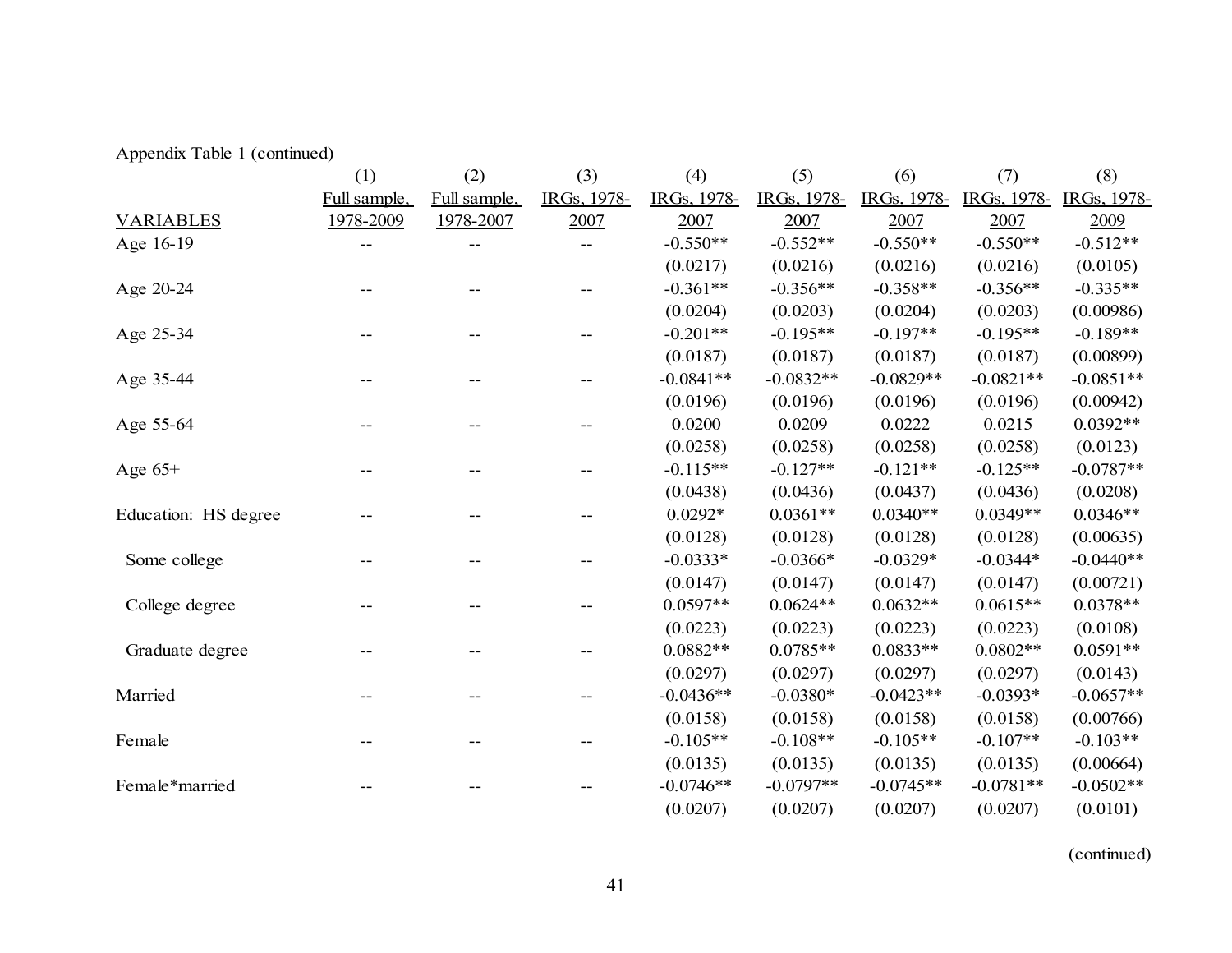Appendix Table 1 (continued)

| VARIABLES | (1) Full sample, 1978-2009 | (2) Full sample, 1978-2007 | (3) IRGs, 1978-2007 | (4) IRGs, 1978-2007 | (5) IRGs, 1978-2007 | (6) IRGs, 1978-2007 | (7) IRGs, 1978-2007 | (8) IRGs, 1978-2009 |
|---|---|---|---|---|---|---|---|---|
| Age 16-19 | -- | -- | -- | -0.550** | -0.552** | -0.550** | -0.550** | -0.512** |
| | | | | (0.0217) | (0.0216) | (0.0216) | (0.0216) | (0.0105) |
| Age 20-24 | -- | -- | -- | -0.361** | -0.356** | -0.358** | -0.356** | -0.335** |
| | | | | (0.0204) | (0.0203) | (0.0204) | (0.0203) | (0.00986) |
| Age 25-34 | -- | -- | -- | -0.201** | -0.195** | -0.197** | -0.195** | -0.189** |
| | | | | (0.0187) | (0.0187) | (0.0187) | (0.0187) | (0.00899) |
| Age 35-44 | -- | -- | -- | -0.0841** | -0.0832** | -0.0829** | -0.0821** | -0.0851** |
| | | | | (0.0196) | (0.0196) | (0.0196) | (0.0196) | (0.00942) |
| Age 55-64 | -- | -- | -- | 0.0200 | 0.0209 | 0.0222 | 0.0215 | 0.0392** |
| | | | | (0.0258) | (0.0258) | (0.0258) | (0.0258) | (0.0123) |
| Age 65+ | -- | -- | -- | -0.115** | -0.127** | -0.121** | -0.125** | -0.0787** |
| | | | | (0.0438) | (0.0436) | (0.0437) | (0.0436) | (0.0208) |
| Education: HS degree | -- | -- | -- | 0.0292* | 0.0361** | 0.0340** | 0.0349** | 0.0346** |
| | | | | (0.0128) | (0.0128) | (0.0128) | (0.0128) | (0.00635) |
| Some college | -- | -- | -- | -0.0333* | -0.0366* | -0.0329* | -0.0344* | -0.0440** |
| | | | | (0.0147) | (0.0147) | (0.0147) | (0.0147) | (0.00721) |
| College degree | -- | -- | -- | 0.0597** | 0.0624** | 0.0632** | 0.0615** | 0.0378** |
| | | | | (0.0223) | (0.0223) | (0.0223) | (0.0223) | (0.0108) |
| Graduate degree | -- | -- | -- | 0.0882** | 0.0785** | 0.0833** | 0.0802** | 0.0591** |
| | | | | (0.0297) | (0.0297) | (0.0297) | (0.0297) | (0.0143) |
| Married | -- | -- | -- | -0.0436** | -0.0380* | -0.0423** | -0.0393* | -0.0657** |
| | | | | (0.0158) | (0.0158) | (0.0158) | (0.0158) | (0.00766) |
| Female | -- | -- | -- | -0.105** | -0.108** | -0.105** | -0.107** | -0.103** |
| | | | | (0.0135) | (0.0135) | (0.0135) | (0.0135) | (0.00664) |
| Female*married | -- | -- | -- | -0.0746** | -0.0797** | -0.0745** | -0.0781** | -0.0502** |
| | | | | (0.0207) | (0.0207) | (0.0207) | (0.0207) | (0.0101) |

(continued)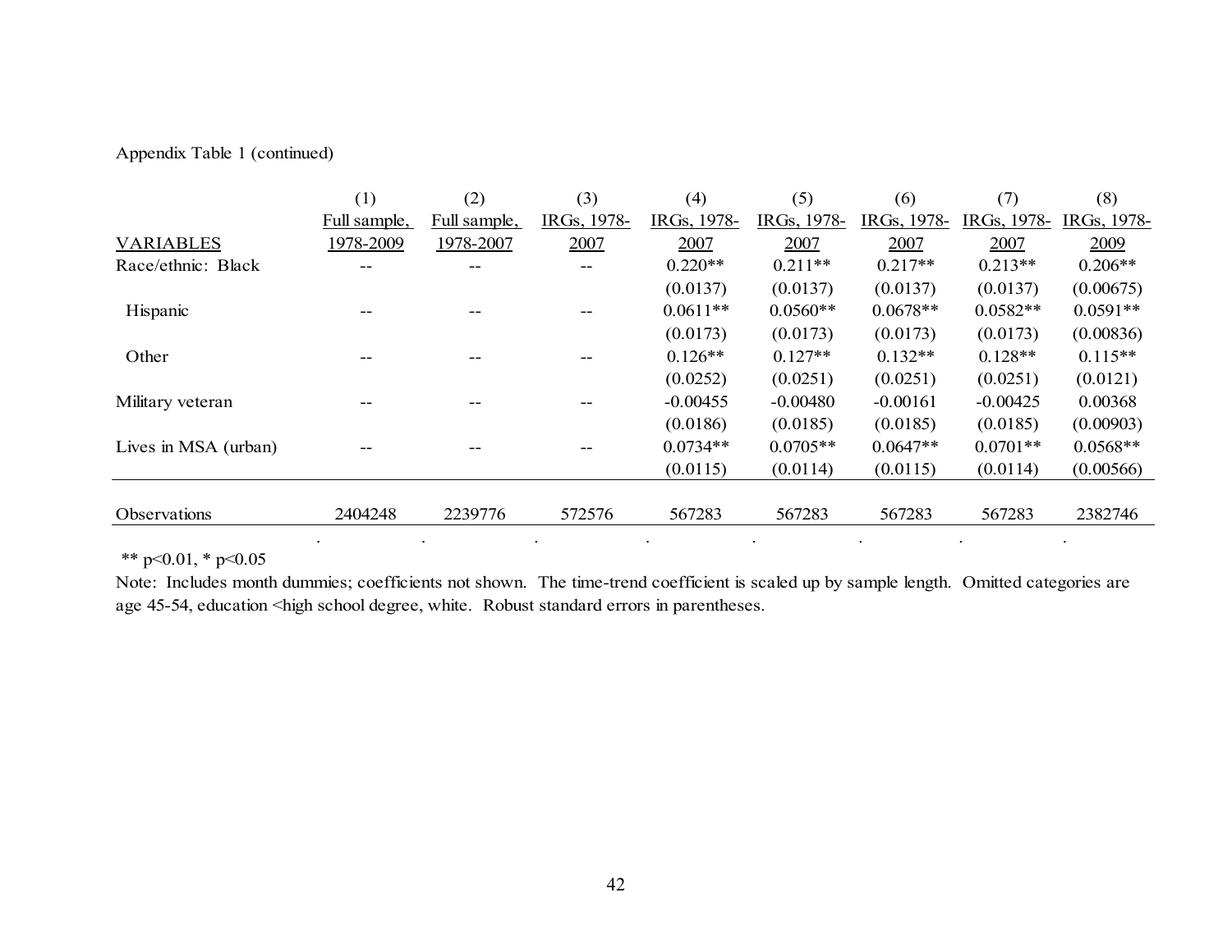Appendix Table 1 (continued)

| VARIABLES | (1) Full sample, 1978-2009 | (2) Full sample, 1978-2007 | (3) IRGs, 1978-2007 | (4) IRGs, 1978-2007 | (5) IRGs, 1978-2007 | (6) IRGs, 1978-2007 | (7) IRGs, 1978-2007 | (8) IRGs, 1978-2009 |
|---|---|---|---|---|---|---|---|---|
| Race/ethnic: Black | -- | -- | -- | 0.220** | 0.211** | 0.217** | 0.213** | 0.206** |
| | | | | (0.0137) | (0.0137) | (0.0137) | (0.0137) | (0.00675) |
| Hispanic | -- | -- | -- | 0.0611** | 0.0560** | 0.0678** | 0.0582** | 0.0591** |
| | | | | (0.0173) | (0.0173) | (0.0173) | (0.0173) | (0.00836) |
| Other | -- | -- | -- | 0.126** | 0.127** | 0.132** | 0.128** | 0.115** |
| | | | | (0.0252) | (0.0251) | (0.0251) | (0.0251) | (0.0121) |
| Military veteran | -- | -- | -- | -0.00455 | -0.00480 | -0.00161 | -0.00425 | 0.00368 |
| | | | | (0.0186) | (0.0185) | (0.0185) | (0.0185) | (0.00903) |
| Lives in MSA (urban) | -- | -- | -- | 0.0734** | 0.0705** | 0.0647** | 0.0701** | 0.0568** |
| | | | | (0.0115) | (0.0114) | (0.0115) | (0.0114) | (0.00566) |
| Observations | 2404248 | 2239776 | 572576 | 567283 | 567283 | 567283 | 567283 | 2382746 |

** p<0.01, * p<0.05

Note: Includes month dummies; coefficients not shown. The time-trend coefficient is scaled up by sample length. Omitted categories are age 45-54, education <high school degree, white. Robust standard errors in parentheses.